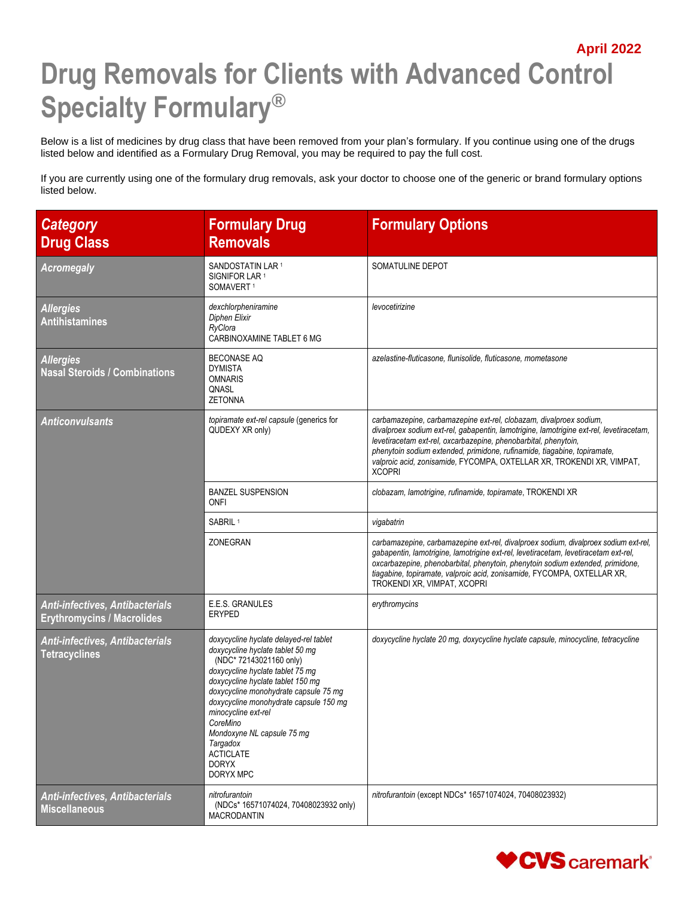April 2022

# Drug Removals for Clients with Advanced Control Specialty Formulary®

Below is a list of medicines by drug class that have been removed from your plan's formulary. If you continue using one of the drugs listed below and identified as a Formulary Drug Removal, you may be required to pay the full cost.

If you are currently using one of the formulary drug removals, ask your doctor to choose one of the generic or brand formulary options listed below.

| *Category* **Drug Class** | Formulary Drug Removals | Formulary Options |
|---|---|---|
| ***Acromegaly*** | SANDOSTATIN LAR [1]<br>SIGNIFOR LAR [1]<br>SOMAVERT [1] | SOMATULINE DEPOT |
| ***Allergies*** **Antihistamines** | *dexchlorpheniramine*<br>*Diphen Elixir*<br>*RyClora*<br>CARBINOXAMINE TABLET 6 MG | *levocetirizine* |
| ***Allergies*** **Nasal Steroids / Combinations** | BECONASE AQ<br>DYMISTA<br>OMNARIS<br>QNASL<br>ZETONNA | *azelastine-fluticasone, flunisolide, fluticasone, mometasone* |
| ***Anticonvulsants*** | *topiramate ext-rel capsule* (generics for QUDEXY XR only) | *carbamazepine, carbamazepine ext-rel, clobazam, divalproex sodium, divalproex sodium ext-rel, gabapentin, lamotrigine, lamotrigine ext-rel, levetiracetam, levetiracetam ext-rel, oxcarbazepine, phenobarbital, phenytoin, phenytoin sodium extended, primidone, rufinamide, tiagabine, topiramate, valproic acid, zonisamide,* FYCOMPA, OXTELLAR XR, TROKENDI XR, VIMPAT, XCOPRI |
| | BANZEL SUSPENSION<br>ONFI | *clobazam, lamotrigine, rufinamide, topiramate,* TROKENDI XR |
| | SABRIL [1] | *vigabatrin* |
| | ZONEGRAN | *carbamazepine, carbamazepine ext-rel, divalproex sodium, divalproex sodium ext-rel, gabapentin, lamotrigine, lamotrigine ext-rel, levetiracetam, levetiracetam ext-rel, oxcarbazepine, phenobarbital, phenytoin, phenytoin sodium extended, primidone, tiagabine, topiramate, valproic acid, zonisamide,* FYCOMPA, OXTELLAR XR, TROKENDI XR, VIMPAT, XCOPRI |
| ***Anti-infectives, Antibacterials*** **Erythromycins / Macrolides** | E.E.S. GRANULES<br>ERYPED | *erythromycins* |
| ***Anti-infectives, Antibacterials*** **Tetracyclines** | *doxycycline hyclate delayed-rel tablet*<br>*doxycycline hyclate tablet 50 mg* (NDC* 72143021160 only)<br>*doxycycline hyclate tablet 75 mg*<br>*doxycycline hyclate tablet 150 mg*<br>*doxycycline monohydrate capsule 75 mg*<br>*doxycycline monohydrate capsule 150 mg*<br>*minocycline ext-rel*<br>*CoreMino*<br>*Mondoxyne NL capsule 75 mg*<br>*Targadox*<br>ACTICLATE<br>DORYX<br>DORYX MPC | *doxycycline hyclate 20 mg, doxycycline hyclate capsule, minocycline, tetracycline* |
| ***Anti-infectives, Antibacterials*** **Miscellaneous** | *nitrofurantoin* (NDCs* 16571074024, 70408023932 only)<br>MACRODANTIN | *nitrofurantoin* (except NDCs* 16571074024, 70408023932) |

CVS caremark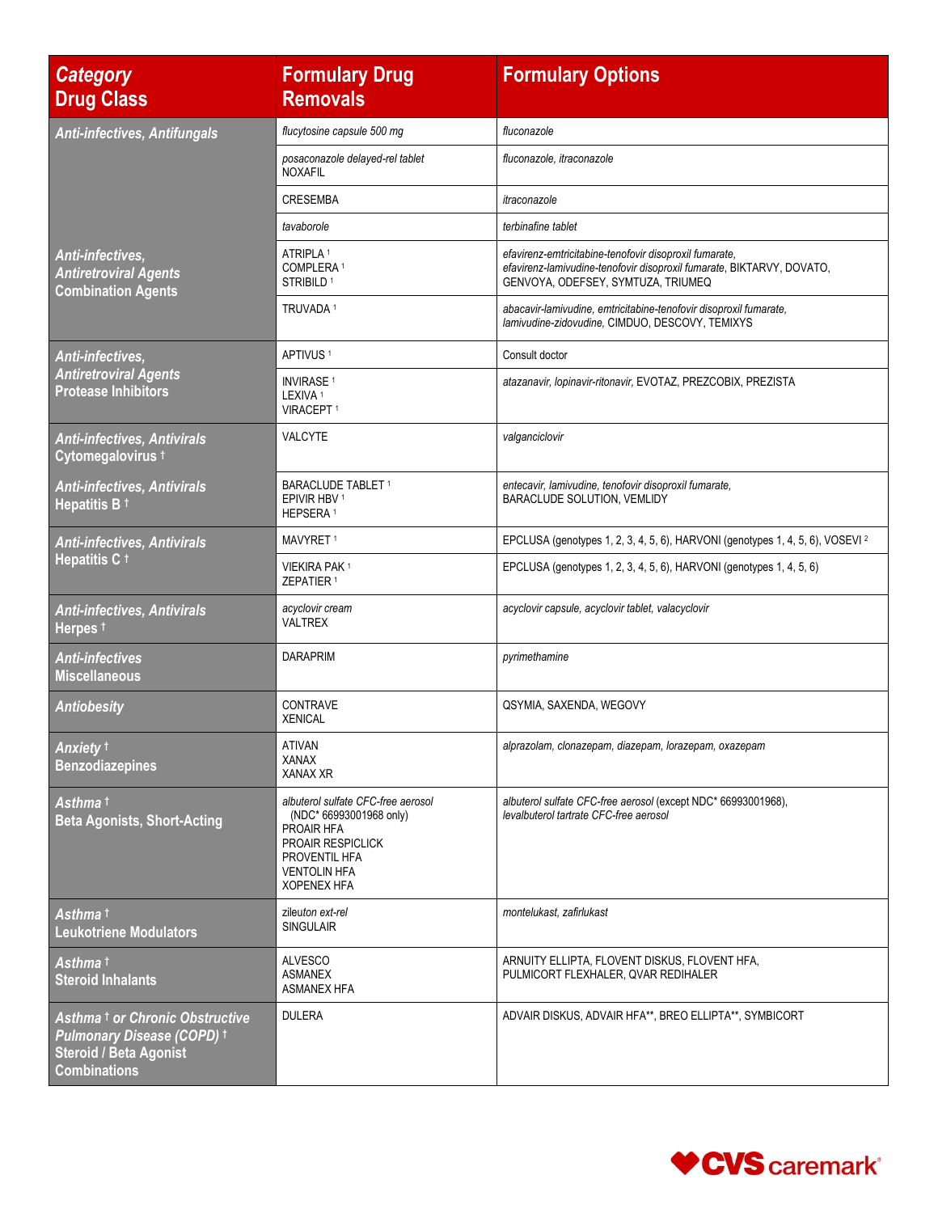| *Category* Drug Class | Formulary Drug Removals | Formulary Options |
|---|---|---|
| ***Anti-infectives, Antifungals*** | *flucytosine capsule 500 mg* | *fluconazole* |
| | *posaconazole delayed-rel tablet* NOXAFIL | *fluconazole, itraconazole* |
| | CRESEMBA | *itraconazole* |
| | *tavaborole* | *terbinafine tablet* |
| ***Anti-infectives, Antiretroviral Agents*** **Combination Agents** | ATRIPLA [1] COMPLERA [1] STRIBILD [1] | *efavirenz-emtricitabine-tenofovir disoproxil fumarate, efavirenz-lamivudine-tenofovir disoproxil fumarate,* BIKTARVY, DOVATO, GENVOYA, ODEFSEY, SYMTUZA, TRIUMEQ |
| | TRUVADA [1] | *abacavir-lamivudine, emtricitabine-tenofovir disoproxil fumarate, lamivudine-zidovudine,* CIMDUO, DESCOVY, TEMIXYS |
| ***Anti-infectives, Antiretroviral Agents*** **Protease Inhibitors** | APTIVUS [1] | Consult doctor |
| | INVIRASE [1] LEXIVA [1] VIRACEPT [1] | *atazanavir, lopinavir-ritonavir,* EVOTAZ, PREZCOBIX, PREZISTA |
| ***Anti-infectives, Antivirals*** **Cytomegalovirus †** | VALCYTE | *valganciclovir* |
| ***Anti-infectives, Antivirals*** **Hepatitis B †** | BARACLUDE TABLET [1] EPIVIR HBV [1] HEPSERA [1] | *entecavir, lamivudine, tenofovir disoproxil fumarate,* BARACLUDE SOLUTION, VEMLIDY |
| ***Anti-infectives, Antivirals*** **Hepatitis C †** | MAVYRET [1] | EPCLUSA (genotypes 1, 2, 3, 4, 5, 6), HARVONI (genotypes 1, 4, 5, 6), VOSEVI [2] |
| | VIEKIRA PAK [1] ZEPATIER [1] | EPCLUSA (genotypes 1, 2, 3, 4, 5, 6), HARVONI (genotypes 1, 4, 5, 6) |
| ***Anti-infectives, Antivirals*** **Herpes †** | *acyclovir cream* VALTREX | *acyclovir capsule, acyclovir tablet, valacyclovir* |
| ***Anti-infectives*** **Miscellaneous** | DARAPRIM | *pyrimethamine* |
| ***Antiobesity*** | CONTRAVE XENICAL | QSYMIA, SAXENDA, WEGOVY |
| ***Anxiety †*** **Benzodiazepines** | ATIVAN XANAX XANAX XR | *alprazolam, clonazepam, diazepam, lorazepam, oxazepam* |
| ***Asthma †*** **Beta Agonists, Short-Acting** | *albuterol sulfate CFC-free aerosol* (NDC* 66993001968 only) PROAIR HFA PROAIR RESPICLICK PROVENTIL HFA VENTOLIN HFA XOPENEX HFA | *albuterol sulfate CFC-free aerosol* (except NDC* 66993001968), *levalbuterol tartrate CFC-free aerosol* |
| ***Asthma †*** **Leukotriene Modulators** | *zileuton ext-rel* SINGULAIR | *montelukast, zafirlukast* |
| ***Asthma †*** **Steroid Inhalants** | ALVESCO ASMANEX ASMANEX HFA | ARNUITY ELLIPTA, FLOVENT DISKUS, FLOVENT HFA, PULMICORT FLEXHALER, QVAR REDIHALER |
| ***Asthma † or Chronic Obstructive Pulmonary Disease (COPD) †*** **Steroid / Beta Agonist Combinations** | DULERA | ADVAIR DISKUS, ADVAIR HFA**, BREO ELLIPTA**, SYMBICORT |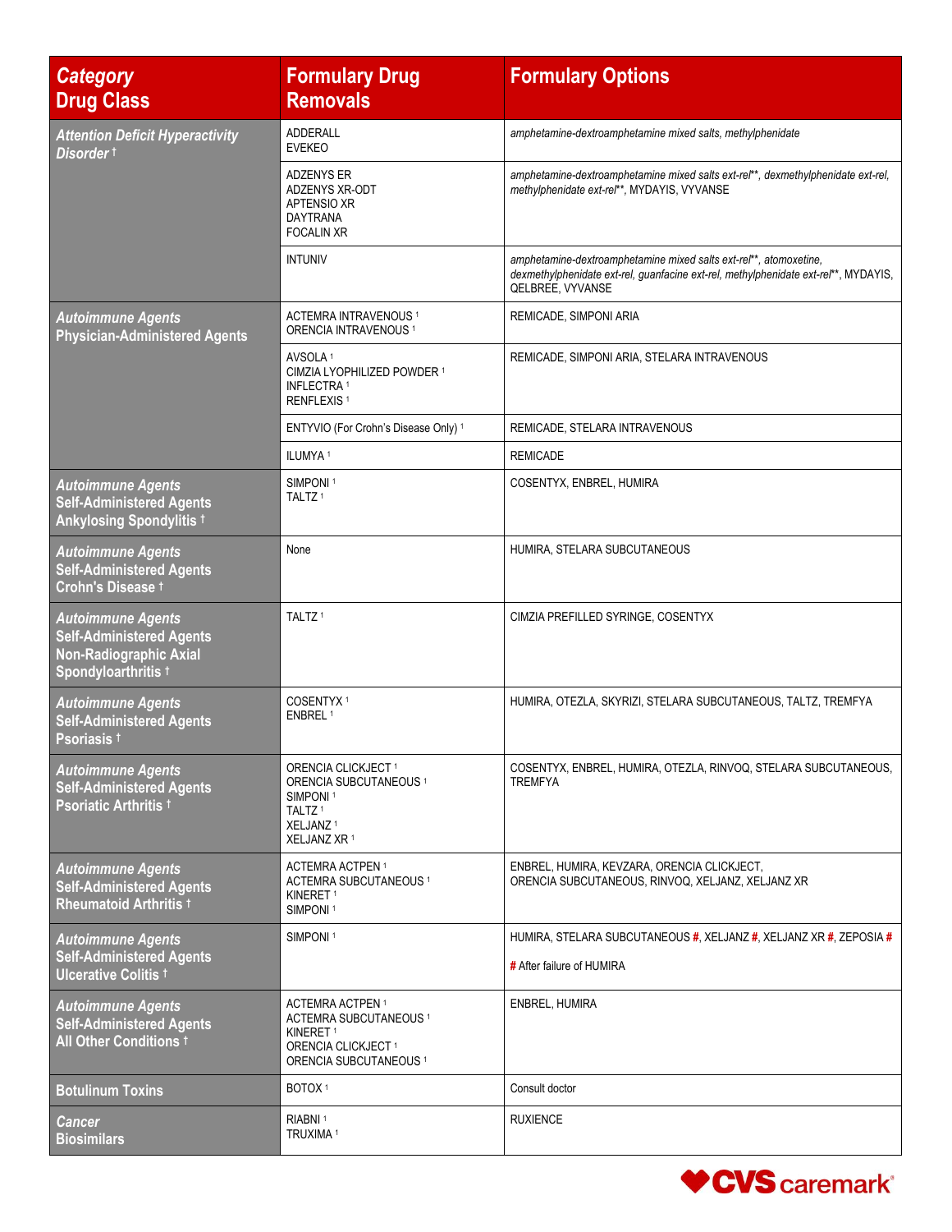| *Category* Drug Class | Formulary Drug Removals | Formulary Options |
|---|---|---|
| *Attention Deficit Hyperactivity Disorder* † | ADDERALL<br>EVEKEO | *amphetamine-dextroamphetamine mixed salts, methylphenidate* |
| | ADZENYS ER<br>ADZENYS XR-ODT<br>APTENSIO XR<br>DAYTRANA<br>FOCALIN XR | *amphetamine-dextroamphetamine mixed salts ext-rel\*\*, dexmethylphenidate ext-rel, methylphenidate ext-rel\*\**, MYDAYIS, VYVANSE |
| | INTUNIV | *amphetamine-dextroamphetamine mixed salts ext-rel\*\*, atomoxetine, dexmethylphenidate ext-rel, guanfacine ext-rel, methylphenidate ext-rel\*\**, MYDAYIS, QELBREE, VYVANSE |
| *Autoimmune Agents* Physician-Administered Agents | ACTEMRA INTRAVENOUS [1]<br>ORENCIA INTRAVENOUS [1] | REMICADE, SIMPONI ARIA |
| | AVSOLA [1]<br>CIMZIA LYOPHILIZED POWDER [1]<br>INFLECTRA [1]<br>RENFLEXIS [1] | REMICADE, SIMPONI ARIA, STELARA INTRAVENOUS |
| | ENTYVIO (For Crohn's Disease Only) [1] | REMICADE, STELARA INTRAVENOUS |
| | ILUMYA [1] | REMICADE |
| *Autoimmune Agents* Self-Administered Agents Ankylosing Spondylitis † | SIMPONI [1]<br>TALTZ [1] | COSENTYX, ENBREL, HUMIRA |
| *Autoimmune Agents* Self-Administered Agents Crohn's Disease † | None | HUMIRA, STELARA SUBCUTANEOUS |
| *Autoimmune Agents* Self-Administered Agents Non-Radiographic Axial Spondyloarthritis † | TALTZ [1] | CIMZIA PREFILLED SYRINGE, COSENTYX |
| *Autoimmune Agents* Self-Administered Agents Psoriasis † | COSENTYX [1]<br>ENBREL [1] | HUMIRA, OTEZLA, SKYRIZI, STELARA SUBCUTANEOUS, TALTZ, TREMFYA |
| *Autoimmune Agents* Self-Administered Agents Psoriatic Arthritis † | ORENCIA CLICKJECT [1]<br>ORENCIA SUBCUTANEOUS [1]<br>SIMPONI [1]<br>TALTZ [1]<br>XELJANZ [1]<br>XELJANZ XR [1] | COSENTYX, ENBREL, HUMIRA, OTEZLA, RINVOQ, STELARA SUBCUTANEOUS, TREMFYA |
| *Autoimmune Agents* Self-Administered Agents Rheumatoid Arthritis † | ACTEMRA ACTPEN [1]<br>ACTEMRA SUBCUTANEOUS [1]<br>KINERET [1]<br>SIMPONI [1] | ENBREL, HUMIRA, KEVZARA, ORENCIA CLICKJECT, ORENCIA SUBCUTANEOUS, RINVOQ, XELJANZ, XELJANZ XR |
| *Autoimmune Agents* Self-Administered Agents Ulcerative Colitis † | SIMPONI [1] | HUMIRA, STELARA SUBCUTANEOUS #, XELJANZ #, XELJANZ XR #, ZEPOSIA #<br><br># After failure of HUMIRA |
| *Autoimmune Agents* Self-Administered Agents All Other Conditions † | ACTEMRA ACTPEN [1]<br>ACTEMRA SUBCUTANEOUS [1]<br>KINERET [1]<br>ORENCIA CLICKJECT [1]<br>ORENCIA SUBCUTANEOUS [1] | ENBREL, HUMIRA |
| Botulinum Toxins | BOTOX [1] | Consult doctor |
| *Cancer* Biosimilars | RIABNI [1]<br>TRUXIMA [1] | RUXIENCE |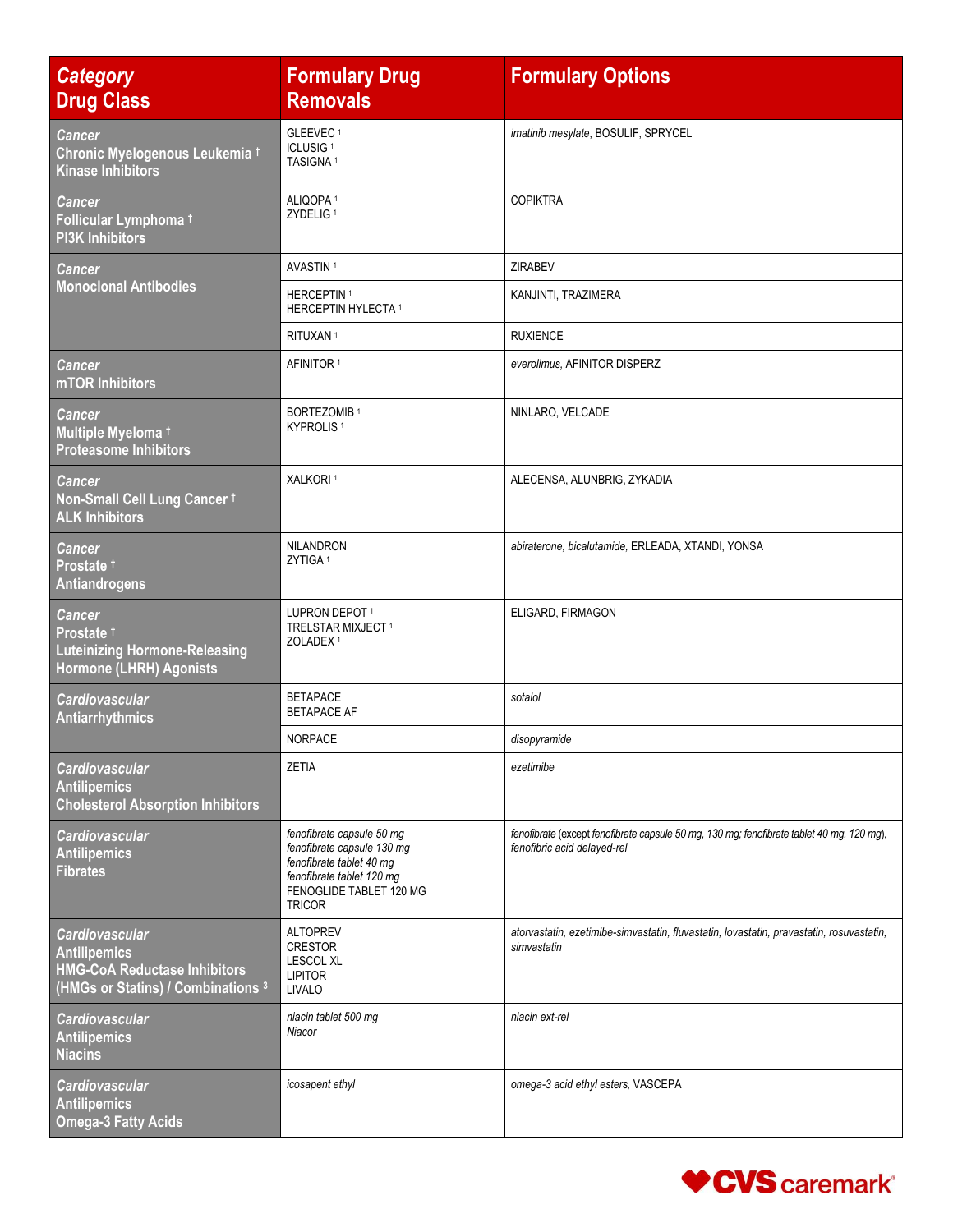| *Category* Drug Class | Formulary Drug Removals | Formulary Options |
|---|---|---|
| *Cancer* Chronic Myelogenous Leukemia † Kinase Inhibitors | GLEEVEC [1] ICLUSIG [1] TASIGNA [1] | *imatinib mesylate*, BOSULIF, SPRYCEL |
| *Cancer* Follicular Lymphoma † PI3K Inhibitors | ALIQOPA [1] ZYDELIG [1] | COPIKTRA |
| *Cancer* Monoclonal Antibodies | AVASTIN [1] | ZIRABEV |
| | HERCEPTIN [1] HERCEPTIN HYLECTA [1] | KANJINTI, TRAZIMERA |
| | RITUXAN [1] | RUXIENCE |
| *Cancer* mTOR Inhibitors | AFINITOR [1] | *everolimus*, AFINITOR DISPERZ |
| *Cancer* Multiple Myeloma † Proteasome Inhibitors | BORTEZOMIB [1] KYPROLIS [1] | NINLARO, VELCADE |
| *Cancer* Non-Small Cell Lung Cancer † ALK Inhibitors | XALKORI [1] | ALECENSA, ALUNBRIG, ZYKADIA |
| *Cancer* Prostate † Antiandrogens | NILANDRON ZYTIGA [1] | *abiraterone*, *bicalutamide*, ERLEADA, XTANDI, YONSA |
| *Cancer* Prostate † Luteinizing Hormone-Releasing Hormone (LHRH) Agonists | LUPRON DEPOT [1] TRELSTAR MIXJECT [1] ZOLADEX [1] | ELIGARD, FIRMAGON |
| *Cardiovascular* Antiarrhythmics | BETAPACE BETAPACE AF | *sotalol* |
| | NORPACE | *disopyramide* |
| *Cardiovascular* Antilipemics Cholesterol Absorption Inhibitors | ZETIA | *ezetimibe* |
| *Cardiovascular* Antilipemics Fibrates | *fenofibrate capsule 50 mg* *fenofibrate capsule 130 mg* *fenofibrate tablet 40 mg* *fenofibrate tablet 120 mg* FENOGLIDE TABLET 120 MG TRICOR | *fenofibrate* (except *fenofibrate capsule 50 mg, 130 mg; fenofibrate tablet 40 mg, 120 mg*), *fenofibric acid delayed-rel* |
| *Cardiovascular* Antilipemics HMG-CoA Reductase Inhibitors (HMGs or Statins) / Combinations [3] | ALTOPREV CRESTOR LESCOL XL LIPITOR LIVALO | *atorvastatin*, *ezetimibe-simvastatin*, *fluvastatin*, *lovastatin*, *pravastatin*, *rosuvastatin*, *simvastatin* |
| *Cardiovascular* Antilipemics Niacins | *niacin tablet 500 mg* *Niacor* | *niacin ext-rel* |
| *Cardiovascular* Antilipemics Omega-3 Fatty Acids | *icosapent ethyl* | *omega-3 acid ethyl esters*, VASCEPA |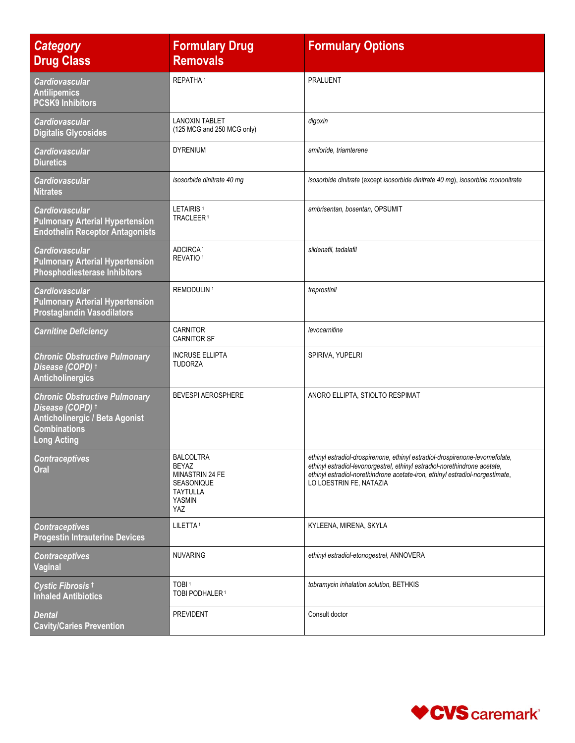| *Category* **Drug Class** | **Formulary Drug Removals** | **Formulary Options** |
|---|---|---|
| *Cardiovascular* **Antilipemics** **PCSK9 Inhibitors** | REPATHA [1] | PRALUENT |
| *Cardiovascular* **Digitalis Glycosides** | LANOXIN TABLET (125 MCG and 250 MCG only) | *digoxin* |
| *Cardiovascular* **Diuretics** | DYRENIUM | *amiloride, triamterene* |
| *Cardiovascular* **Nitrates** | *isosorbide dinitrate 40 mg* | *isosorbide dinitrate* (except *isosorbide dinitrate 40 mg*), *isosorbide mononitrate* |
| *Cardiovascular* **Pulmonary Arterial Hypertension Endothelin Receptor Antagonists** | LETAIRIS [1]<br>TRACLEER [1] | *ambrisentan, bosentan*, OPSUMIT |
| *Cardiovascular* **Pulmonary Arterial Hypertension Phosphodiesterase Inhibitors** | ADCIRCA [1]<br>REVATIO [1] | *sildenafil, tadalafil* |
| *Cardiovascular* **Pulmonary Arterial Hypertension Prostaglandin Vasodilators** | REMODULIN [1] | *treprostinil* |
| *Carnitine Deficiency* | CARNITOR<br>CARNITOR SF | *levocarnitine* |
| *Chronic Obstructive Pulmonary Disease (COPD)* † **Anticholinergics** | INCRUSE ELLIPTA<br>TUDORZA | SPIRIVA, YUPELRI |
| *Chronic Obstructive Pulmonary Disease (COPD)* † **Anticholinergic / Beta Agonist Combinations Long Acting** | BEVESPI AEROSPHERE | ANORO ELLIPTA, STIOLTO RESPIMAT |
| *Contraceptives* **Oral** | BALCOLTRA<br>BEYAZ<br>MINASTRIN 24 FE<br>SEASONIQUE<br>TAYTULLA<br>YASMIN<br>YAZ | *ethinyl estradiol-drospirenone, ethinyl estradiol-drospirenone-levomefolate, ethinyl estradiol-levonorgestrel, ethinyl estradiol-norethindrone acetate, ethinyl estradiol-norethindrone acetate-iron, ethinyl estradiol-norgestimate*, LO LOESTRIN FE, NATAZIA |
| *Contraceptives* **Progestin Intrauterine Devices** | LILETTA [1] | KYLEENA, MIRENA, SKYLA |
| *Contraceptives* **Vaginal** | NUVARING | *ethinyl estradiol-etonogestrel*, ANNOVERA |
| *Cystic Fibrosis* † **Inhaled Antibiotics** | TOBI [1]<br>TOBI PODHALER [1] | *tobramycin inhalation solution*, BETHKIS |
| *Dental* **Cavity/Caries Prevention** | PREVIDENT | Consult doctor |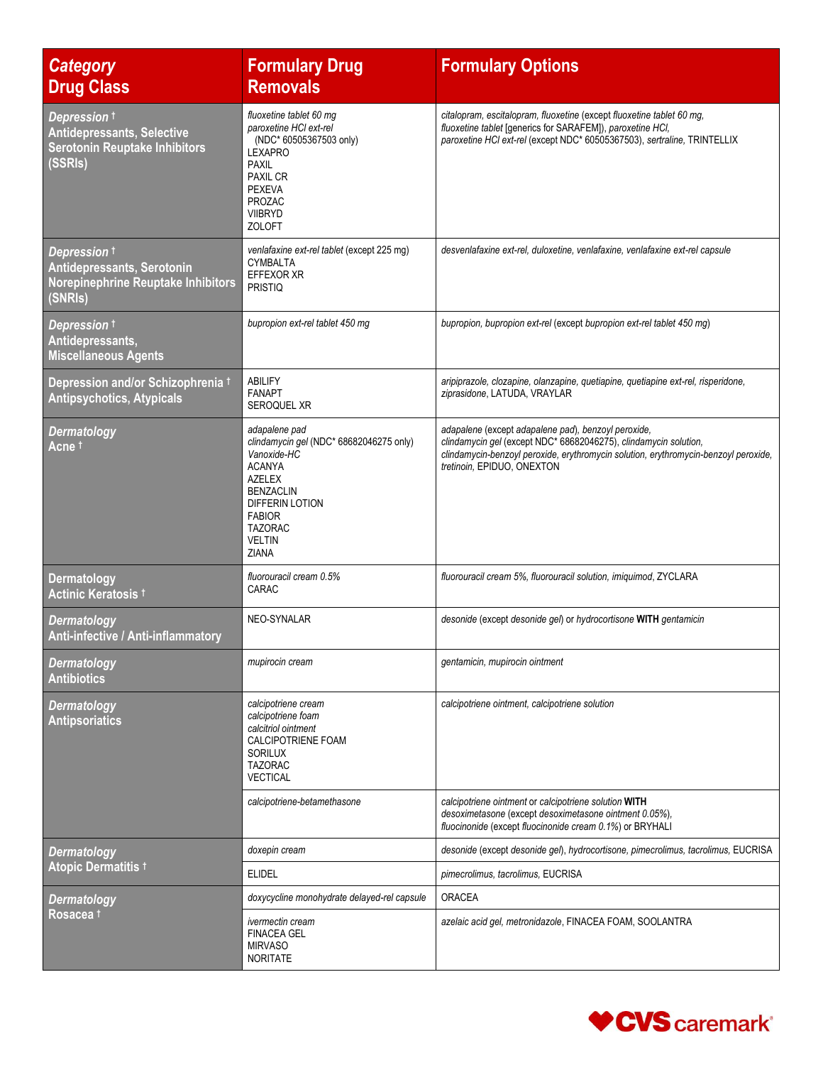| *Category* Drug Class | Formulary Drug Removals | Formulary Options |
|---|---|---|
| *Depression* † Antidepressants, Selective Serotonin Reuptake Inhibitors (SSRIs) | *fluoxetine tablet 60 mg*<br>*paroxetine HCl ext-rel* (NDC* 60505367503 only)<br>LEXAPRO<br>PAXIL<br>PAXIL CR<br>PEXEVA<br>PROZAC<br>VIIBRYD<br>ZOLOFT | *citalopram, escitalopram, fluoxetine* (except *fluoxetine tablet 60 mg, fluoxetine tablet* [generics for SARAFEM]), *paroxetine HCl, paroxetine HCl ext-rel* (except NDC* 60505367503), *sertraline,* TRINTELLIX |
| *Depression* † Antidepressants, Serotonin Norepinephrine Reuptake Inhibitors (SNRIs) | *venlafaxine ext-rel tablet* (except 225 mg)<br>CYMBALTA<br>EFFEXOR XR<br>PRISTIQ | *desvenlafaxine ext-rel, duloxetine, venlafaxine, venlafaxine ext-rel capsule* |
| *Depression* † Antidepressants, Miscellaneous Agents | *bupropion ext-rel tablet 450 mg* | *bupropion, bupropion ext-rel* (except *bupropion ext-rel tablet 450 mg*) |
| Depression and/or Schizophrenia † Antipsychotics, Atypicals | ABILIFY<br>FANAPT<br>SEROQUEL XR | *aripiprazole, clozapine, olanzapine, quetiapine, quetiapine ext-rel, risperidone, ziprasidone,* LATUDA, VRAYLAR |
| *Dermatology* Acne † | *adapalene pad*<br>*clindamycin gel* (NDC* 68682046275 only)<br>*Vanoxide-HC*<br>ACANYA<br>AZELEX<br>BENZACLIN<br>DIFFERIN LOTION<br>FABIOR<br>TAZORAC<br>VELTIN<br>ZIANA | *adapalene* (except *adapalene pad*), *benzoyl peroxide, clindamycin gel* (except NDC* 68682046275), *clindamycin solution, clindamycin-benzoyl peroxide, erythromycin solution, erythromycin-benzoyl peroxide, tretinoin,* EPIDUO, ONEXTON |
| Dermatology Actinic Keratosis † | *fluorouracil cream 0.5%*<br>CARAC | *fluorouracil cream 5%, fluorouracil solution, imiquimod,* ZYCLARA |
| *Dermatology* Anti-infective / Anti-inflammatory | NEO-SYNALAR | *desonide* (except *desonide gel*) or *hydrocortisone* **WITH** *gentamicin* |
| *Dermatology* Antibiotics | *mupirocin cream* | *gentamicin, mupirocin ointment* |
| *Dermatology* Antipsoriatics | *calcipotriene cream*<br>*calcipotriene foam*<br>*calcitriol ointment*<br>CALCIPOTRIENE FOAM<br>SORILUX<br>TAZORAC<br>VECTICAL | *calcipotriene ointment, calcipotriene solution* |
| | *calcipotriene-betamethasone* | *calcipotriene ointment* or *calcipotriene solution* **WITH** *desoximetasone* (except *desoximetasone ointment 0.05%*), *fluocinonide* (except *fluocinonide cream 0.1%*) or BRYHALI |
| *Dermatology* Atopic Dermatitis † | *doxepin cream* | *desonide* (except *desonide gel*), *hydrocortisone, pimecrolimus, tacrolimus,* EUCRISA |
| | ELIDEL | *pimecrolimus, tacrolimus,* EUCRISA |
| *Dermatology* Rosacea † | *doxycycline monohydrate delayed-rel capsule* | ORACEA |
| | *ivermectin cream*<br>FINACEA GEL<br>MIRVASO<br>NORITATE | *azelaic acid gel, metronidazole,* FINACEA FOAM, SOOLANTRA |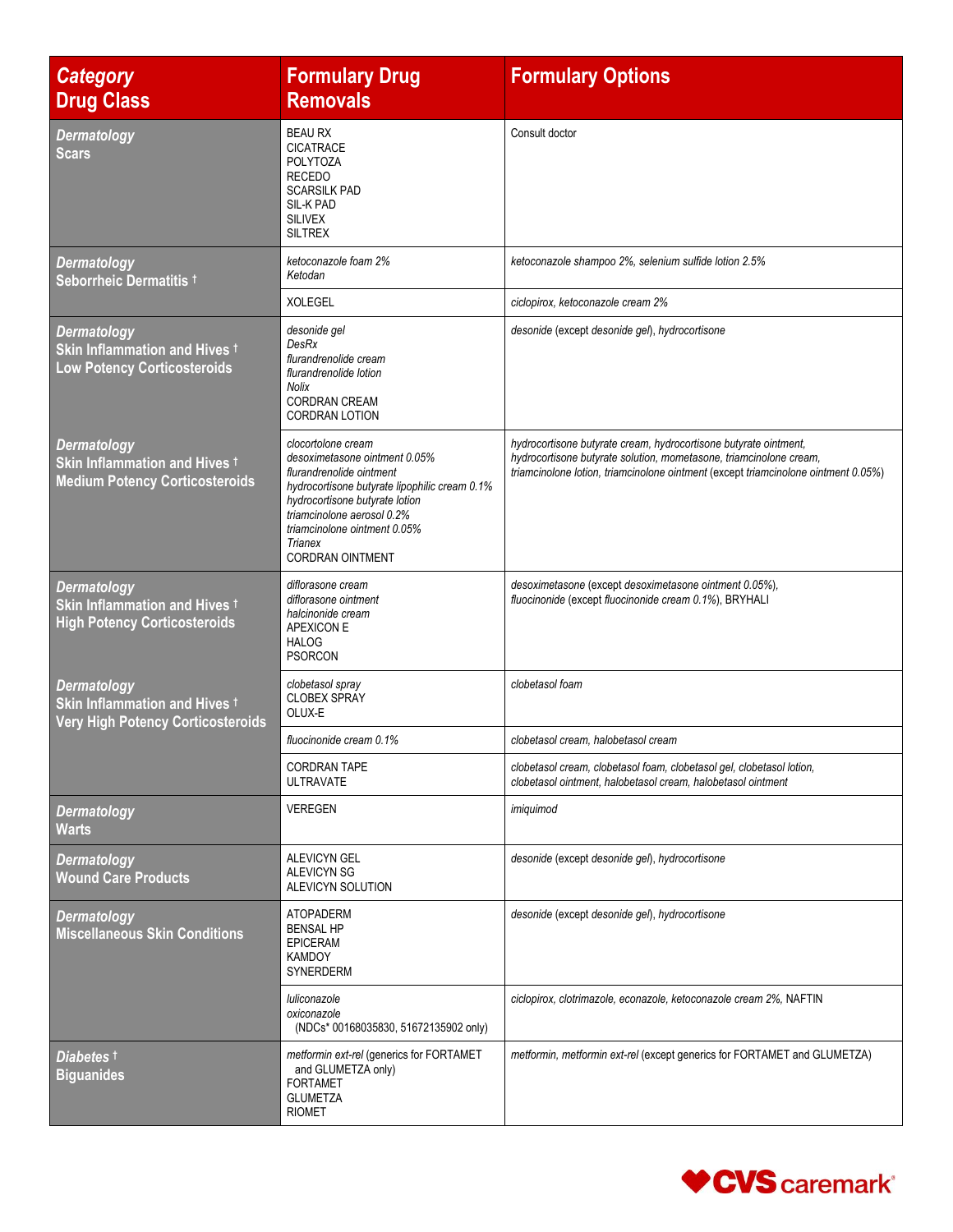| *Category* Drug Class | Formulary Drug Removals | Formulary Options |
|---|---|---|
| *Dermatology* **Scars** | BEAU RX<br>CICATRACE<br>POLYTOZA<br>RECEDO<br>SCARSILK PAD<br>SIL-K PAD<br>SILIVEX<br>SILTREX | Consult doctor |
| *Dermatology* **Seborrheic Dermatitis †** | *ketoconazole foam 2%*<br>*Ketodan* | *ketoconazole shampoo 2%, selenium sulfide lotion 2.5%* |
| | XOLEGEL | *ciclopirox, ketoconazole cream 2%* |
| *Dermatology* **Skin Inflammation and Hives † Low Potency Corticosteroids** | *desonide gel*<br>*DesRx*<br>*flurandrenolide cream*<br>*flurandrenolide lotion*<br>*Nolix*<br>CORDRAN CREAM<br>CORDRAN LOTION | *desonide* (except *desonide gel*), *hydrocortisone* |
| *Dermatology* **Skin Inflammation and Hives † Medium Potency Corticosteroids** | *clocortolone cream*<br>*desoximetasone ointment 0.05%*<br>*flurandrenolide ointment*<br>*hydrocortisone butyrate lipophilic cream 0.1%*<br>*hydrocortisone butyrate lotion*<br>*triamcinolone aerosol 0.2%*<br>*triamcinolone ointment 0.05%*<br>*Trianex*<br>CORDRAN OINTMENT | *hydrocortisone butyrate cream, hydrocortisone butyrate ointment, hydrocortisone butyrate solution, mometasone, triamcinolone cream, triamcinolone lotion, triamcinolone ointment* (except *triamcinolone ointment 0.05%*) |
| *Dermatology* **Skin Inflammation and Hives † High Potency Corticosteroids** | *diflorasone cream*<br>*diflorasone ointment*<br>*halcinonide cream*<br>APEXICON E<br>HALOG<br>PSORCON | *desoximetasone* (except *desoximetasone ointment 0.05%*), *fluocinonide* (except *fluocinonide cream 0.1%*), BRYHALI |
| *Dermatology* **Skin Inflammation and Hives † Very High Potency Corticosteroids** | *clobetasol spray*<br>CLOBEX SPRAY<br>OLUX-E | *clobetasol foam* |
| | *fluocinonide cream 0.1%* | *clobetasol cream, halobetasol cream* |
| | CORDRAN TAPE<br>ULTRAVATE | *clobetasol cream, clobetasol foam, clobetasol gel, clobetasol lotion, clobetasol ointment, halobetasol cream, halobetasol ointment* |
| *Dermatology* **Warts** | VEREGEN | *imiquimod* |
| *Dermatology* **Wound Care Products** | ALEVICYN GEL<br>ALEVICYN SG<br>ALEVICYN SOLUTION | *desonide* (except *desonide gel*), *hydrocortisone* |
| *Dermatology* **Miscellaneous Skin Conditions** | ATOPADERM<br>BENSAL HP<br>EPICERAM<br>KAMDOY<br>SYNERDERM | *desonide* (except *desonide gel*), *hydrocortisone* |
| | *luliconazole*<br>*oxiconazole* (NDCs* 00168035830, 51672135902 only) | *ciclopirox, clotrimazole, econazole, ketoconazole cream 2%,* NAFTIN |
| *Diabetes †* **Biguanides** | *metformin ext-rel* (generics for FORTAMET and GLUMETZA only)<br>FORTAMET<br>GLUMETZA<br>RIOMET | *metformin, metformin ext-rel* (except generics for FORTAMET and GLUMETZA) |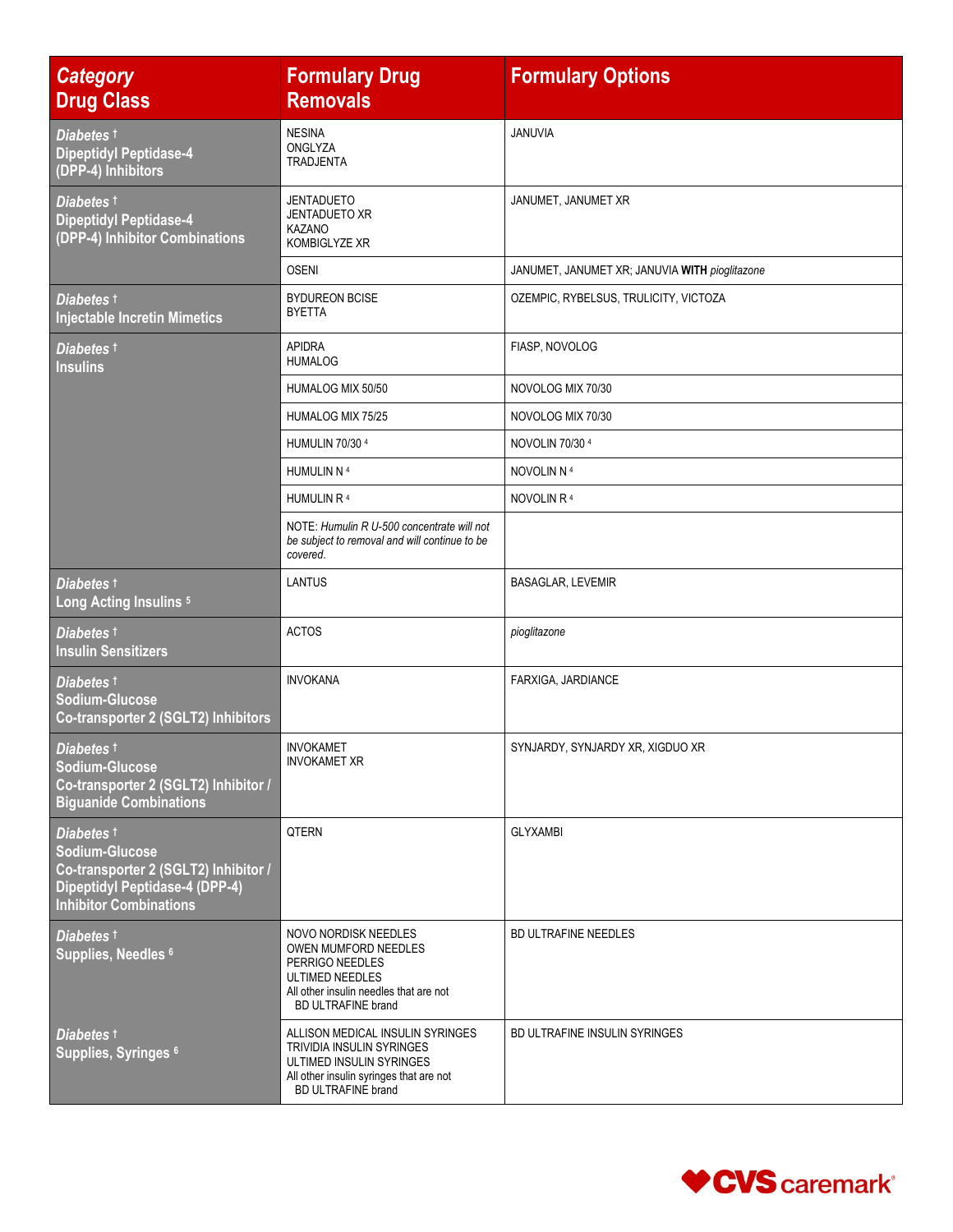| *Category* Drug Class | Formulary Drug Removals | Formulary Options |
|---|---|---|
| *Diabetes* † Dipeptidyl Peptidase-4 (DPP-4) Inhibitors | NESINA<br>ONGLYZA<br>TRADJENTA | JANUVIA |
| *Diabetes* † Dipeptidyl Peptidase-4 (DPP-4) Inhibitor Combinations | JENTADUETO<br>JENTADUETO XR<br>KAZANO<br>KOMBIGLYZE XR | JANUMET, JANUMET XR |
| | OSENI | JANUMET, JANUMET XR; JANUVIA **WITH** *pioglitazone* |
| *Diabetes* † Injectable Incretin Mimetics | BYDUREON BCISE<br>BYETTA | OZEMPIC, RYBELSUS, TRULICITY, VICTOZA |
| *Diabetes* † Insulins | APIDRA<br>HUMALOG | FIASP, NOVOLOG |
| | HUMALOG MIX 50/50 | NOVOLOG MIX 70/30 |
| | HUMALOG MIX 75/25 | NOVOLOG MIX 70/30 |
| | HUMULIN 70/30 [4] | NOVOLIN 70/30 [4] |
| | HUMULIN N [4] | NOVOLIN N [4] |
| | HUMULIN R [4] | NOVOLIN R [4] |
| | NOTE: *Humulin R U-500 concentrate will not be subject to removal and will continue to be covered.* | |
| *Diabetes* † Long Acting Insulins [5] | LANTUS | BASAGLAR, LEVEMIR |
| *Diabetes* † Insulin Sensitizers | ACTOS | *pioglitazone* |
| *Diabetes* † Sodium-Glucose Co-transporter 2 (SGLT2) Inhibitors | INVOKANA | FARXIGA, JARDIANCE |
| *Diabetes* † Sodium-Glucose Co-transporter 2 (SGLT2) Inhibitor / Biguanide Combinations | INVOKAMET<br>INVOKAMET XR | SYNJARDY, SYNJARDY XR, XIGDUO XR |
| *Diabetes* † Sodium-Glucose Co-transporter 2 (SGLT2) Inhibitor / Dipeptidyl Peptidase-4 (DPP-4) Inhibitor Combinations | QTERN | GLYXAMBI |
| *Diabetes* † Supplies, Needles [6] | NOVO NORDISK NEEDLES<br>OWEN MUMFORD NEEDLES<br>PERRIGO NEEDLES<br>ULTIMED NEEDLES<br>All other insulin needles that are not BD ULTRAFINE brand | BD ULTRAFINE NEEDLES |
| *Diabetes* † Supplies, Syringes [6] | ALLISON MEDICAL INSULIN SYRINGES<br>TRIVIDIA INSULIN SYRINGES<br>ULTIMED INSULIN SYRINGES<br>All other insulin syringes that are not BD ULTRAFINE brand | BD ULTRAFINE INSULIN SYRINGES |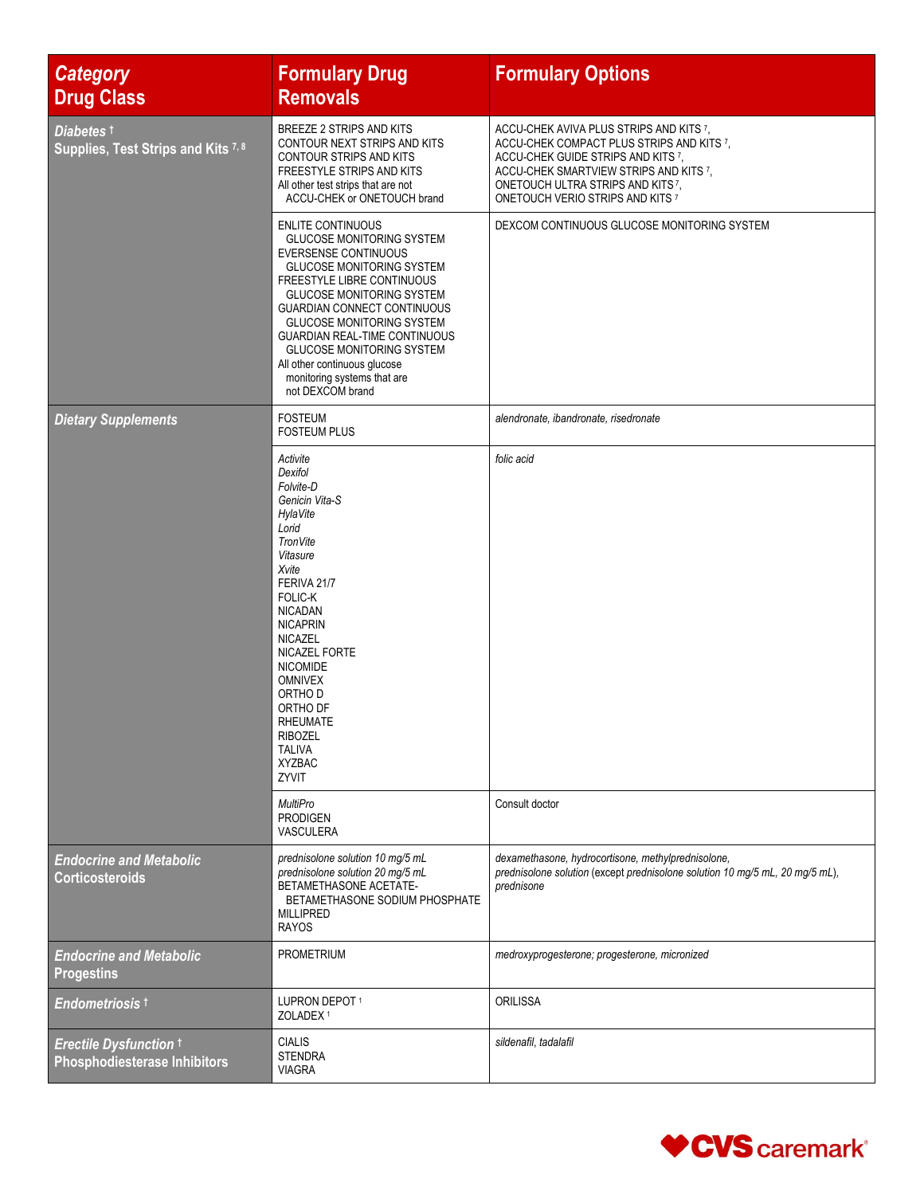| *Category* Drug Class | Formulary Drug Removals | Formulary Options |
|---|---|---|
| *Diabetes* † Supplies, Test Strips and Kits [7, 8] | BREEZE 2 STRIPS AND KITS<br>CONTOUR NEXT STRIPS AND KITS<br>CONTOUR STRIPS AND KITS<br>FREESTYLE STRIPS AND KITS<br>All other test strips that are not ACCU-CHEK or ONETOUCH brand | ACCU-CHEK AVIVA PLUS STRIPS AND KITS [7],<br>ACCU-CHEK COMPACT PLUS STRIPS AND KITS [7],<br>ACCU-CHEK GUIDE STRIPS AND KITS [7],<br>ACCU-CHEK SMARTVIEW STRIPS AND KITS [7],<br>ONETOUCH ULTRA STRIPS AND KITS [7],<br>ONETOUCH VERIO STRIPS AND KITS [7] |
| | ENLITE CONTINUOUS GLUCOSE MONITORING SYSTEM<br>EVERSENSE CONTINUOUS GLUCOSE MONITORING SYSTEM<br>FREESTYLE LIBRE CONTINUOUS GLUCOSE MONITORING SYSTEM<br>GUARDIAN CONNECT CONTINUOUS GLUCOSE MONITORING SYSTEM<br>GUARDIAN REAL-TIME CONTINUOUS GLUCOSE MONITORING SYSTEM<br>All other continuous glucose monitoring systems that are not DEXCOM brand | DEXCOM CONTINUOUS GLUCOSE MONITORING SYSTEM |
| *Dietary Supplements* | FOSTEUM<br>FOSTEUM PLUS | *alendronate, ibandronate, risedronate* |
| | *Activite*<br>*Dexifol*<br>*Folvite-D*<br>*Genicin Vita-S*<br>*HylaVite*<br>*Lorid*<br>*TronVite*<br>*Vitasure*<br>*Xvite*<br>FERIVA 21/7<br>FOLIC-K<br>NICADAN<br>NICAPRIN<br>NICAZEL<br>NICAZEL FORTE<br>NICOMIDE<br>OMNIVEX<br>ORTHO D<br>ORTHO DF<br>RHEUMATE<br>RIBOZEL<br>TALIVA<br>XYZBAC<br>ZYVIT | *folic acid* |
| | *MultiPro*<br>PRODIGEN<br>VASCULERA | Consult doctor |
| *Endocrine and Metabolic* Corticosteroids | *prednisolone solution 10 mg/5 mL*<br>*prednisolone solution 20 mg/5 mL*<br>BETAMETHASONE ACETATE-BETAMETHASONE SODIUM PHOSPHATE<br>MILLIPRED<br>RAYOS | *dexamethasone, hydrocortisone, methylprednisolone, prednisolone solution* (except *prednisolone solution 10 mg/5 mL, 20 mg/5 mL*), *prednisone* |
| *Endocrine and Metabolic* Progestins | PROMETRIUM | *medroxyprogesterone; progesterone, micronized* |
| *Endometriosis* † | LUPRON DEPOT [1]<br>ZOLADEX [1] | ORILISSA |
| *Erectile Dysfunction* † Phosphodiesterase Inhibitors | CIALIS<br>STENDRA<br>VIAGRA | *sildenafil, tadalafil* |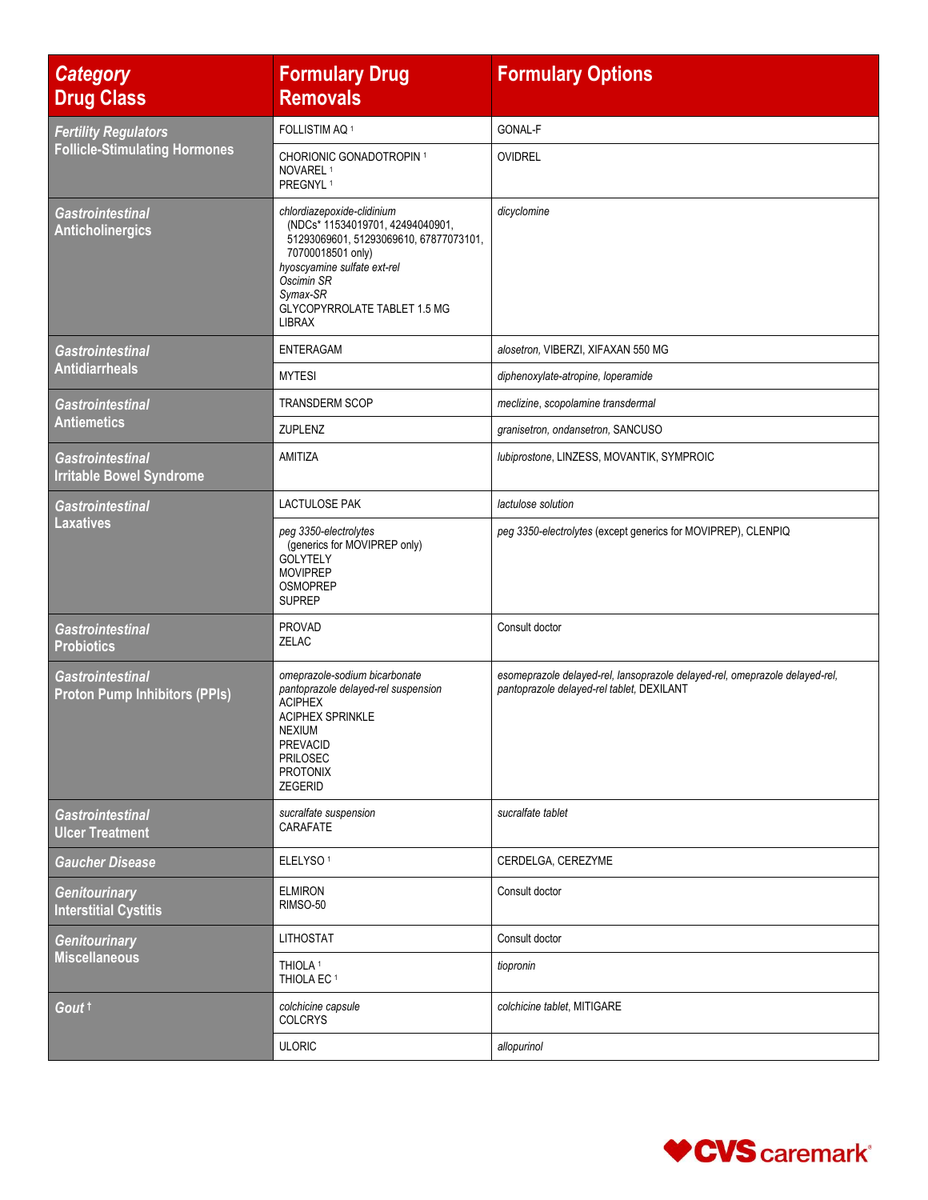| *Category* Drug Class | Formulary Drug Removals | Formulary Options |
|---|---|---|
| ***Fertility Regulators*** **Follicle-Stimulating Hormones** | FOLLISTIM AQ [1] | GONAL-F |
| | CHORIONIC GONADOTROPIN [1]<br>NOVAREL [1]<br>PREGNYL [1] | OVIDREL |
| ***Gastrointestinal*** **Anticholinergics** | *chlordiazepoxide-clidinium* (NDCs* 11534019701, 42494040901, 51293069601, 51293069610, 67877073101, 70700018501 only)<br>*hyoscyamine sulfate ext-rel*<br>*Oscimin SR*<br>*Symax-SR*<br>GLYCOPYRROLATE TABLET 1.5 MG<br>LIBRAX | *dicyclomine* |
| ***Gastrointestinal*** **Antidiarrheals** | ENTERAGAM | *alosetron*, VIBERZI, XIFAXAN 550 MG |
| | MYTESI | *diphenoxylate-atropine, loperamide* |
| ***Gastrointestinal*** **Antiemetics** | TRANSDERM SCOP | *meclizine, scopolamine transdermal* |
| | ZUPLENZ | *granisetron, ondansetron*, SANCUSO |
| ***Gastrointestinal*** **Irritable Bowel Syndrome** | AMITIZA | *lubiprostone*, LINZESS, MOVANTIK, SYMPROIC |
| ***Gastrointestinal*** **Laxatives** | LACTULOSE PAK | *lactulose solution* |
| | *peg 3350-electrolytes* (generics for MOVIPREP only)<br>GOLYTELY<br>MOVIPREP<br>OSMOPREP<br>SUPREP | *peg 3350-electrolytes* (except generics for MOVIPREP), CLENPIQ |
| ***Gastrointestinal*** **Probiotics** | PROVAD<br>ZELAC | Consult doctor |
| ***Gastrointestinal*** **Proton Pump Inhibitors (PPIs)** | *omeprazole-sodium bicarbonate*<br>*pantoprazole delayed-rel suspension*<br>ACIPHEX<br>ACIPHEX SPRINKLE<br>NEXIUM<br>PREVACID<br>PRILOSEC<br>PROTONIX<br>ZEGERID | *esomeprazole delayed-rel, lansoprazole delayed-rel, omeprazole delayed-rel, pantoprazole delayed-rel tablet*, DEXILANT |
| ***Gastrointestinal*** **Ulcer Treatment** | *sucralfate suspension*<br>CARAFATE | *sucralfate tablet* |
| ***Gaucher Disease*** | ELELYSO [1] | CERDELGA, CEREZYME |
| ***Genitourinary*** **Interstitial Cystitis** | ELMIRON<br>RIMSO-50 | Consult doctor |
| ***Genitourinary*** **Miscellaneous** | LITHOSTAT | Consult doctor |
| | THIOLA [1]<br>THIOLA EC [1] | *tiopronin* |
| ***Gout*** [†] | *colchicine capsule*<br>COLCRYS | *colchicine tablet*, MITIGARE |
| | ULORIC | *allopurinol* |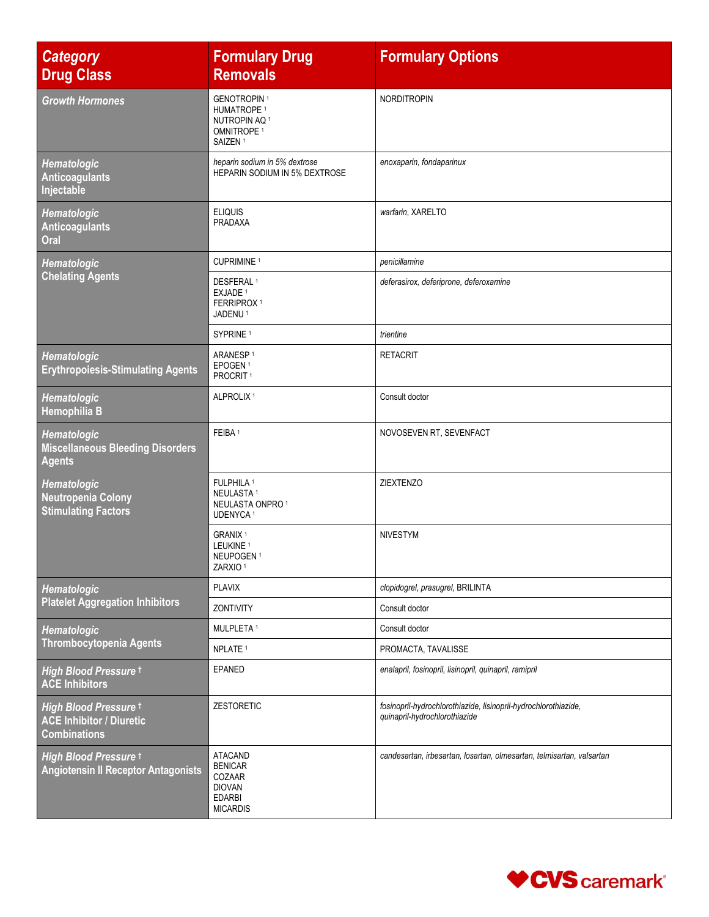| *Category* Drug Class | Formulary Drug Removals | Formulary Options |
|---|---|---|
| ***Growth Hormones*** | GENOTROPIN [1]<br>HUMATROPE [1]<br>NUTROPIN AQ [1]<br>OMNITROPE [1]<br>SAIZEN [1] | NORDITROPIN |
| ***Hematologic***<br>**Anticoagulants Injectable** | *heparin sodium in 5% dextrose*<br>HEPARIN SODIUM IN 5% DEXTROSE | *enoxaparin, fondaparinux* |
| ***Hematologic***<br>**Anticoagulants Oral** | ELIQUIS<br>PRADAXA | *warfarin*, XARELTO |
| ***Hematologic***<br>**Chelating Agents** | CUPRIMINE [1] | *penicillamine* |
| | DESFERAL [1]<br>EXJADE [1]<br>FERRIPROX [1]<br>JADENU [1] | *deferasirox, deferiprone, deferoxamine* |
| | SYPRINE [1] | *trientine* |
| ***Hematologic***<br>**Erythropoiesis-Stimulating Agents** | ARANESP [1]<br>EPOGEN [1]<br>PROCRIT [1] | RETACRIT |
| ***Hematologic***<br>**Hemophilia B** | ALPROLIX [1] | Consult doctor |
| ***Hematologic***<br>**Miscellaneous Bleeding Disorders Agents** | FEIBA [1] | NOVOSEVEN RT, SEVENFACT |
| ***Hematologic***<br>**Neutropenia Colony Stimulating Factors** | FULPHILA [1]<br>NEULASTA [1]<br>NEULASTA ONPRO [1]<br>UDENYCA [1] | ZIEXTENZO |
| | GRANIX [1]<br>LEUKINE [1]<br>NEUPOGEN [1]<br>ZARXIO [1] | NIVESTYM |
| ***Hematologic***<br>**Platelet Aggregation Inhibitors** | PLAVIX | *clopidogrel, prasugrel*, BRILINTA |
| | ZONTIVITY | Consult doctor |
| ***Hematologic***<br>**Thrombocytopenia Agents** | MULPLETA [1] | Consult doctor |
| | NPLATE [1] | PROMACTA, TAVALISSE |
| ***High Blood Pressure*** †<br>**ACE Inhibitors** | EPANED | *enalapril, fosinopril, lisinopril, quinapril, ramipril* |
| ***High Blood Pressure*** †<br>**ACE Inhibitor / Diuretic Combinations** | ZESTORETIC | *fosinopril-hydrochlorothiazide, lisinopril-hydrochlorothiazide, quinapril-hydrochlorothiazide* |
| ***High Blood Pressure*** †<br>**Angiotensin II Receptor Antagonists** | ATACAND<br>BENICAR<br>COZAAR<br>DIOVAN<br>EDARBI<br>MICARDIS | *candesartan, irbesartan, losartan, olmesartan, telmisartan, valsartan* |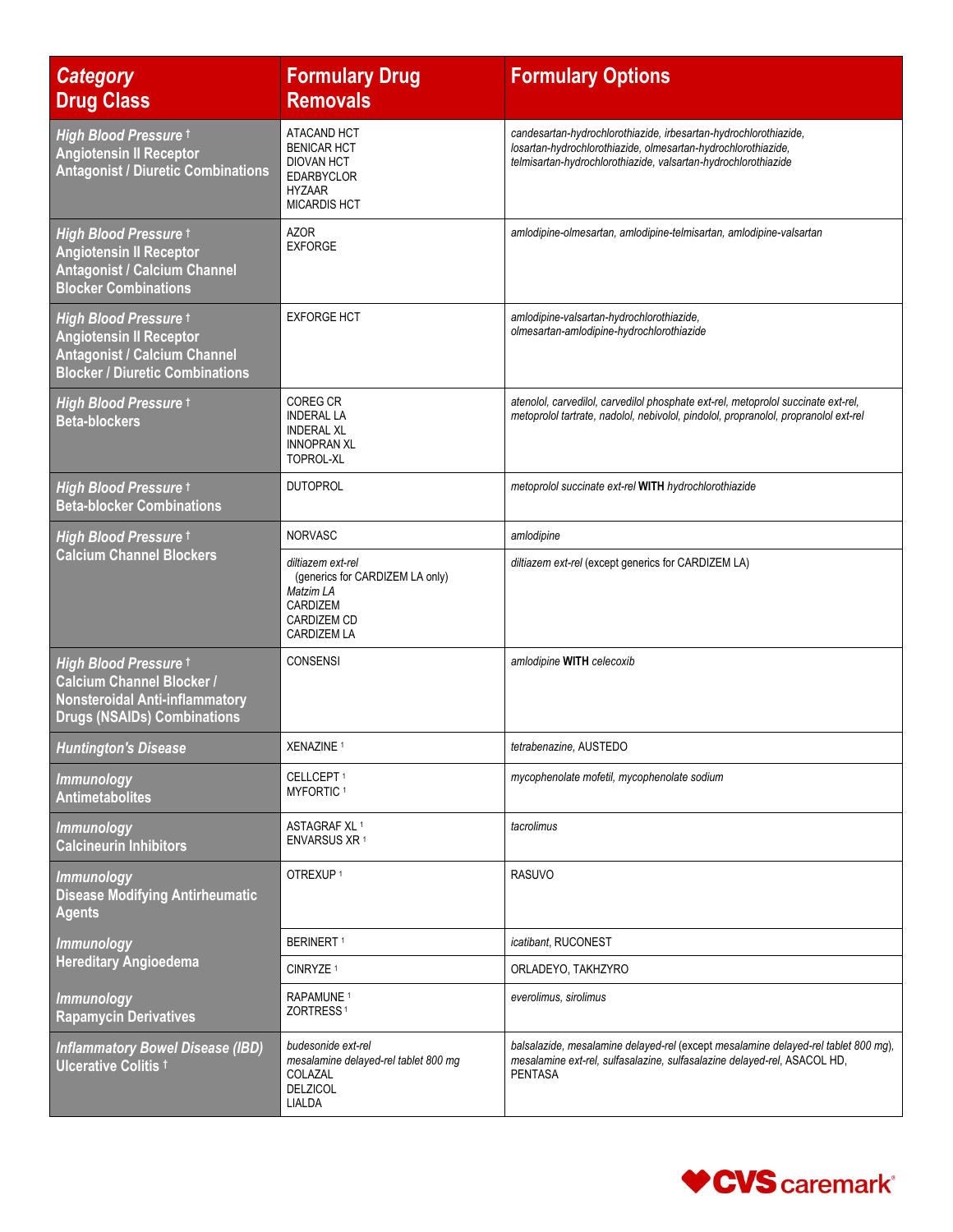| *Category* Drug Class | Formulary Drug Removals | Formulary Options |
|---|---|---|
| *High Blood Pressure* † Angiotensin II Receptor Antagonist / Diuretic Combinations | ATACAND HCT<br>BENICAR HCT<br>DIOVAN HCT<br>EDARBYCLOR<br>HYZAAR<br>MICARDIS HCT | *candesartan-hydrochlorothiazide, irbesartan-hydrochlorothiazide, losartan-hydrochlorothiazide, olmesartan-hydrochlorothiazide, telmisartan-hydrochlorothiazide, valsartan-hydrochlorothiazide* |
| *High Blood Pressure* † Angiotensin II Receptor Antagonist / Calcium Channel Blocker Combinations | AZOR<br>EXFORGE | *amlodipine-olmesartan, amlodipine-telmisartan, amlodipine-valsartan* |
| *High Blood Pressure* † Angiotensin II Receptor Antagonist / Calcium Channel Blocker / Diuretic Combinations | EXFORGE HCT | *amlodipine-valsartan-hydrochlorothiazide, olmesartan-amlodipine-hydrochlorothiazide* |
| *High Blood Pressure* † Beta-blockers | COREG CR<br>INDERAL LA<br>INDERAL XL<br>INNOPRAN XL<br>TOPROL-XL | *atenolol, carvedilol, carvedilol phosphate ext-rel, metoprolol succinate ext-rel, metoprolol tartrate, nadolol, nebivolol, pindolol, propranolol, propranolol ext-rel* |
| *High Blood Pressure* † Beta-blocker Combinations | DUTOPROL | *metoprolol succinate ext-rel* **WITH** *hydrochlorothiazide* |
| *High Blood Pressure* † Calcium Channel Blockers | NORVASC | *amlodipine* |
| | *diltiazem ext-rel* (generics for CARDIZEM LA only)<br>*Matzim LA*<br>CARDIZEM<br>CARDIZEM CD<br>CARDIZEM LA | *diltiazem ext-rel* (except generics for CARDIZEM LA) |
| *High Blood Pressure* † Calcium Channel Blocker / Nonsteroidal Anti-inflammatory Drugs (NSAIDs) Combinations | CONSENSI | *amlodipine* **WITH** *celecoxib* |
| *Huntington's Disease* | XENAZINE [1] | *tetrabenazine*, AUSTEDO |
| *Immunology* Antimetabolites | CELLCEPT [1]<br>MYFORTIC [1] | *mycophenolate mofetil, mycophenolate sodium* |
| *Immunology* Calcineurin Inhibitors | ASTAGRAF XL [1]<br>ENVARSUS XR [1] | *tacrolimus* |
| *Immunology* Disease Modifying Antirheumatic Agents | OTREXUP [1] | RASUVO |
| *Immunology* Hereditary Angioedema | BERINERT [1] | *icatibant*, RUCONEST |
| | CINRYZE [1] | ORLADEYO, TAKHZYRO |
| *Immunology* Rapamycin Derivatives | RAPAMUNE [1]<br>ZORTRESS [1] | *everolimus, sirolimus* |
| *Inflammatory Bowel Disease (IBD)* Ulcerative Colitis † | *budesonide ext-rel*<br>*mesalamine delayed-rel tablet 800 mg*<br>COLAZAL<br>DELZICOL<br>LIALDA | *balsalazide, mesalamine delayed-rel* (except *mesalamine delayed-rel tablet 800 mg*), *mesalamine ext-rel, sulfasalazine, sulfasalazine delayed-rel*, ASACOL HD, PENTASA |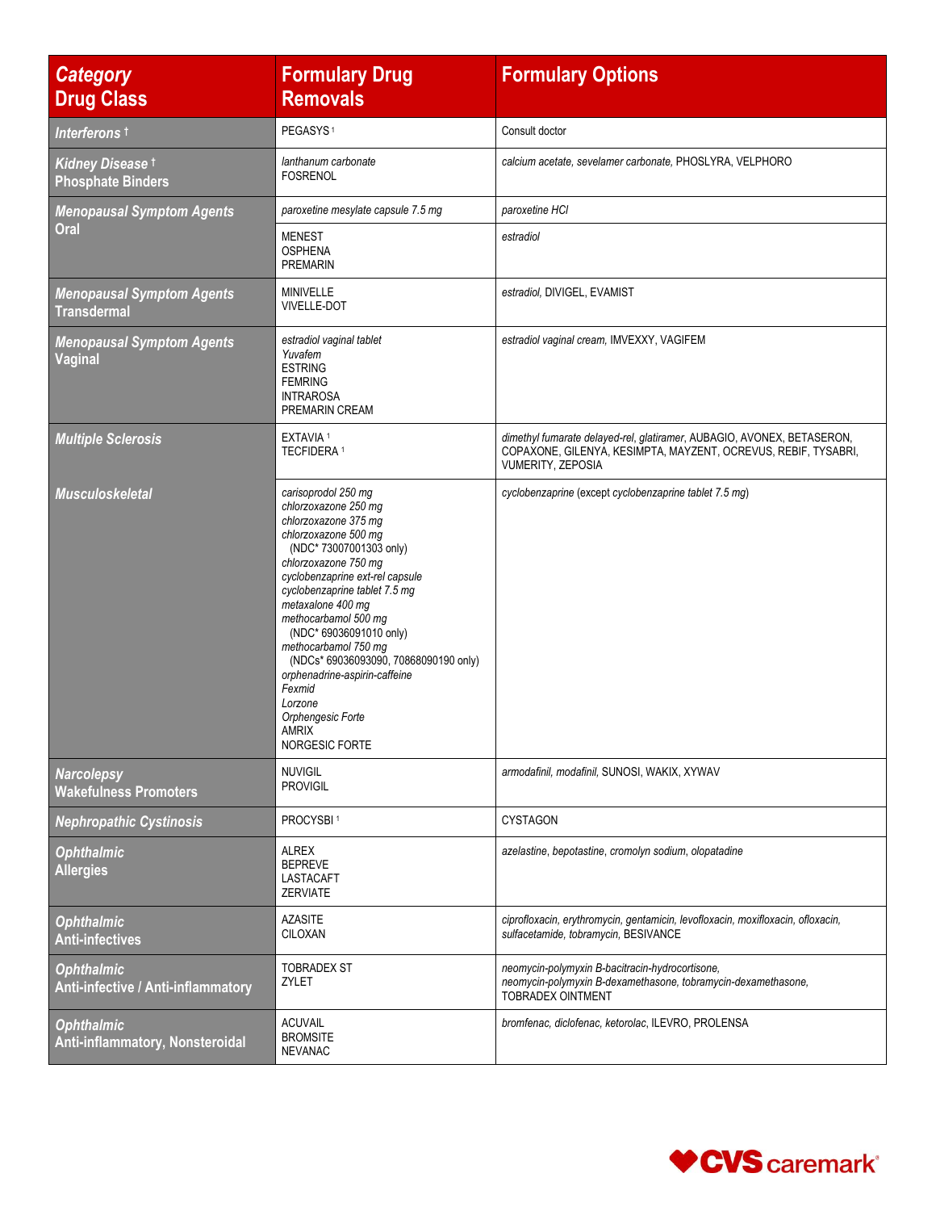| *Category* Drug Class | Formulary Drug Removals | Formulary Options |
|---|---|---|
| *Interferons* † | PEGASYS [1] | Consult doctor |
| *Kidney Disease* † Phosphate Binders | *lanthanum carbonate* FOSRENOL | *calcium acetate, sevelamer carbonate,* PHOSLYRA, VELPHORO |
| *Menopausal Symptom Agents* Oral | *paroxetine mesylate capsule 7.5 mg* | *paroxetine HCl* |
| | MENEST OSPHENA PREMARIN | *estradiol* |
| *Menopausal Symptom Agents* Transdermal | MINIVELLE VIVELLE-DOT | *estradiol,* DIVIGEL, EVAMIST |
| *Menopausal Symptom Agents* Vaginal | *estradiol vaginal tablet* *Yuvafem* ESTRING FEMRING INTRAROSA PREMARIN CREAM | *estradiol vaginal cream,* IMVEXXY, VAGIFEM |
| *Multiple Sclerosis* | EXTAVIA [1] TECFIDERA [1] | *dimethyl fumarate delayed-rel, glatiramer,* AUBAGIO, AVONEX, BETASERON, COPAXONE, GILENYA, KESIMPTA, MAYZENT, OCREVUS, REBIF, TYSABRI, VUMERITY, ZEPOSIA |
| *Musculoskeletal* | *carisoprodol 250 mg* *chlorzoxazone 250 mg* *chlorzoxazone 375 mg* *chlorzoxazone 500 mg* (NDC* 73007001303 only) *chlorzoxazone 750 mg* *cyclobenzaprine ext-rel capsule* *cyclobenzaprine tablet 7.5 mg* *metaxalone 400 mg* *methocarbamol 500 mg* (NDC* 69036091010 only) *methocarbamol 750 mg* (NDCs* 69036093090, 70868090190 only) *orphenadrine-aspirin-caffeine* *Fexmid* *Lorzone* *Orphengesic Forte* AMRIX NORGESIC FORTE | *cyclobenzaprine* (except *cyclobenzaprine tablet 7.5 mg*) |
| *Narcolepsy* Wakefulness Promoters | NUVIGIL PROVIGIL | *armodafinil, modafinil,* SUNOSI, WAKIX, XYWAV |
| *Nephropathic Cystinosis* | PROCYSBI [1] | CYSTAGON |
| *Ophthalmic* Allergies | ALREX BEPREVE LASTACAFT ZERVIATE | *azelastine, bepotastine, cromolyn sodium, olopatadine* |
| *Ophthalmic* Anti-infectives | AZASITE CILOXAN | *ciprofloxacin, erythromycin, gentamicin, levofloxacin, moxifloxacin, ofloxacin, sulfacetamide, tobramycin,* BESIVANCE |
| *Ophthalmic* Anti-infective / Anti-inflammatory | TOBRADEX ST ZYLET | *neomycin-polymyxin B-bacitracin-hydrocortisone, neomycin-polymyxin B-dexamethasone, tobramycin-dexamethasone,* TOBRADEX OINTMENT |
| *Ophthalmic* Anti-inflammatory, Nonsteroidal | ACUVAIL BROMSITE NEVANAC | *bromfenac, diclofenac, ketorolac,* ILEVRO, PROLENSA |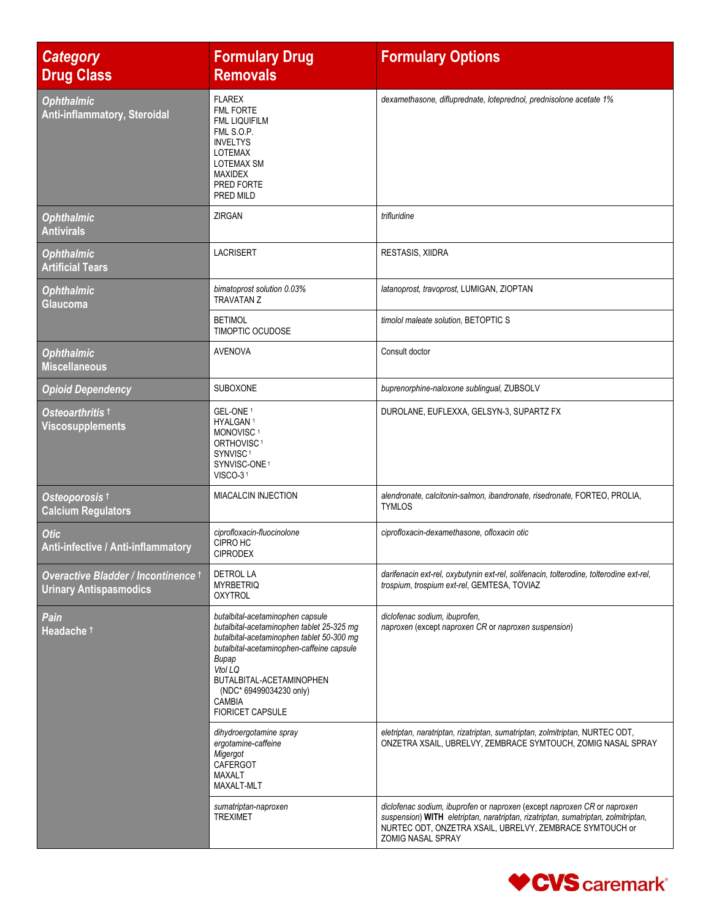| *Category* Drug Class | Formulary Drug Removals | Formulary Options |
|---|---|---|
| *Ophthalmic* Anti-inflammatory, Steroidal | FLAREX<br>FML FORTE<br>FML LIQUIFILM<br>FML S.O.P.<br>INVELTYS<br>LOTEMAX<br>LOTEMAX SM<br>MAXIDEX<br>PRED FORTE<br>PRED MILD | *dexamethasone, difluprednate, loteprednol, prednisolone acetate 1%* |
| *Ophthalmic* Antivirals | ZIRGAN | *trifluridine* |
| *Ophthalmic* Artificial Tears | LACRISERT | RESTASIS, XIIDRA |
| *Ophthalmic* Glaucoma | *bimatoprost solution 0.03%*<br>TRAVATAN Z | *latanoprost, travoprost,* LUMIGAN, ZIOPTAN |
| | BETIMOL<br>TIMOPTIC OCUDOSE | *timolol maleate solution,* BETOPTIC S |
| *Ophthalmic* Miscellaneous | AVENOVA | Consult doctor |
| *Opioid Dependency* | SUBOXONE | *buprenorphine-naloxone sublingual,* ZUBSOLV |
| *Osteoarthritis* † Viscosupplements | GEL-ONE [1]<br>HYALGAN [1]<br>MONOVISC [1]<br>ORTHOVISC [1]<br>SYNVISC [1]<br>SYNVISC-ONE [1]<br>VISCO-3 [1] | DUROLANE, EUFLEXXA, GELSYN-3, SUPARTZ FX |
| *Osteoporosis* † Calcium Regulators | MIACALCIN INJECTION | *alendronate, calcitonin-salmon, ibandronate, risedronate,* FORTEO, PROLIA, TYMLOS |
| *Otic* Anti-infective / Anti-inflammatory | *ciprofloxacin-fluocinolone*<br>CIPRO HC<br>CIPRODEX | *ciprofloxacin-dexamethasone, ofloxacin otic* |
| *Overactive Bladder / Incontinence* † Urinary Antispasmodics | DETROL LA<br>MYRBETRIQ<br>OXYTROL | *darifenacin ext-rel, oxybutynin ext-rel, solifenacin, tolterodine, tolterodine ext-rel, trospium, trospium ext-rel,* GEMTESA, TOVIAZ |
| *Pain* Headache † | *butalbital-acetaminophen capsule*<br>*butalbital-acetaminophen tablet 25-325 mg*<br>*butalbital-acetaminophen tablet 50-300 mg*<br>*butalbital-acetaminophen-caffeine capsule*<br>*Bupap*<br>*Vtol LQ*<br>BUTALBITAL-ACETAMINOPHEN (NDC* 69499034230 only)<br>CAMBIA<br>FIORICET CAPSULE | *diclofenac sodium, ibuprofen,*<br>*naproxen* (except *naproxen CR* or *naproxen suspension*) |
| | *dihydroergotamine spray*<br>*ergotamine-caffeine*<br>*Migergot*<br>CAFERGOT<br>MAXALT<br>MAXALT-MLT | *eletriptan, naratriptan, rizatriptan, sumatriptan, zolmitriptan,* NURTEC ODT, ONZETRA XSAIL, UBRELVY, ZEMBRACE SYMTOUCH, ZOMIG NASAL SPRAY |
| | *sumatriptan-naproxen*<br>TREXIMET | *diclofenac sodium, ibuprofen* or *naproxen* (except *naproxen CR* or *naproxen suspension*) **WITH** *eletriptan, naratriptan, rizatriptan, sumatriptan, zolmitriptan,* NURTEC ODT, ONZETRA XSAIL, UBRELVY, ZEMBRACE SYMTOUCH or ZOMIG NASAL SPRAY |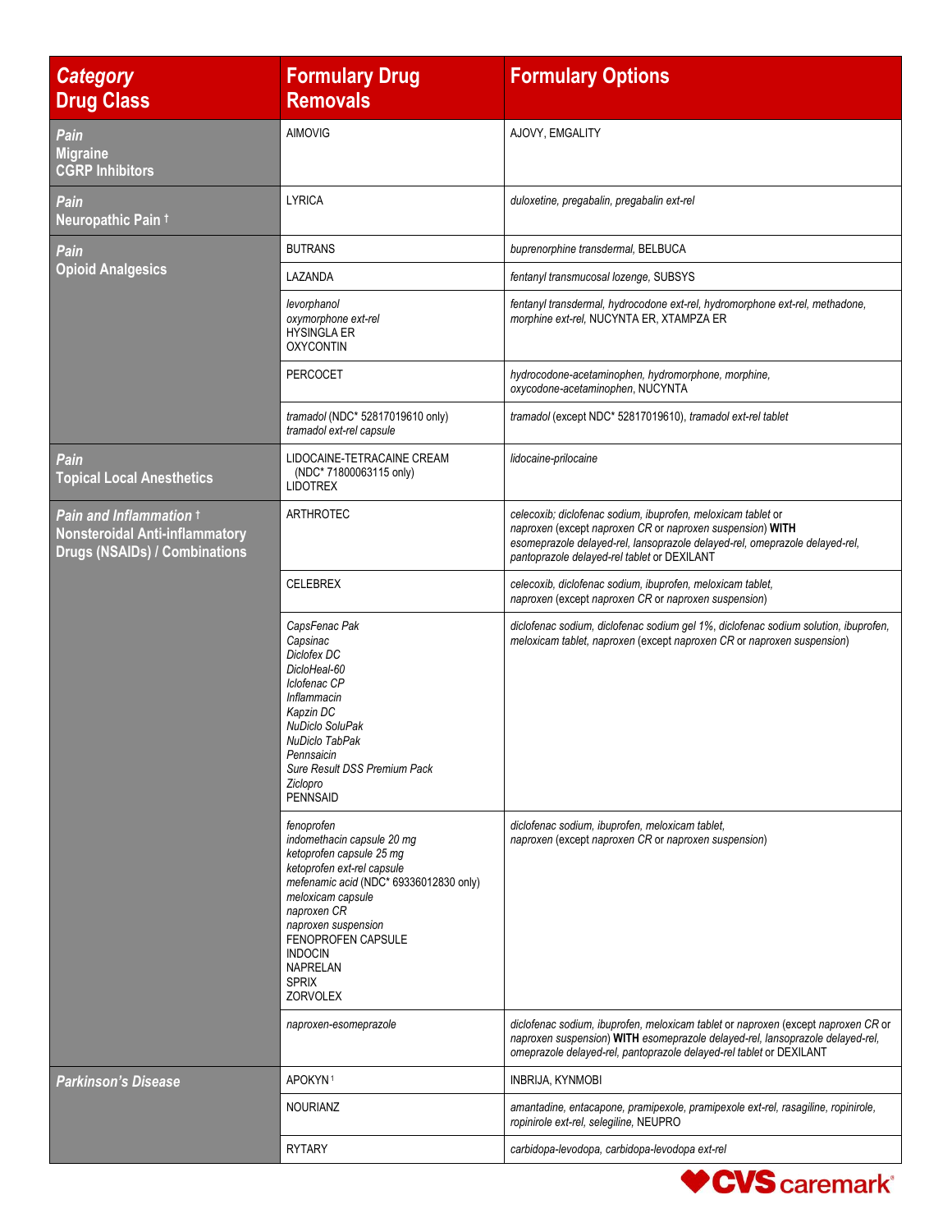| *Category* Drug Class | Formulary Drug Removals | Formulary Options |
|---|---|---|
| ***Pain*** **Migraine** **CGRP Inhibitors** | AIMOVIG | AJOVY, EMGALITY |
| ***Pain*** **Neuropathic Pain †** | LYRICA | *duloxetine, pregabalin, pregabalin ext-rel* |
| ***Pain*** **Opioid Analgesics** | BUTRANS | *buprenorphine transdermal*, BELBUCA |
| | LAZANDA | *fentanyl transmucosal lozenge*, SUBSYS |
| | *levorphanol*<br>*oxymorphone ext-rel*<br>HYSINGLA ER<br>OXYCONTIN | *fentanyl transdermal, hydrocodone ext-rel, hydromorphone ext-rel, methadone, morphine ext-rel*, NUCYNTA ER, XTAMPZA ER |
| | PERCOCET | *hydrocodone-acetaminophen, hydromorphone, morphine, oxycodone-acetaminophen*, NUCYNTA |
| | *tramadol* (NDC* 52817019610 only)<br>*tramadol ext-rel capsule* | *tramadol* (except NDC* 52817019610), *tramadol ext-rel tablet* |
| ***Pain*** **Topical Local Anesthetics** | LIDOCAINE-TETRACAINE CREAM (NDC* 71800063115 only)<br>LIDOTREX | *lidocaine-prilocaine* |
| ***Pain and Inflammation †*** **Nonsteroidal Anti-inflammatory Drugs (NSAIDs) / Combinations** | ARTHROTEC | *celecoxib; diclofenac sodium, ibuprofen, meloxicam tablet* or *naproxen* (except *naproxen CR* or *naproxen suspension*) **WITH** *esomeprazole delayed-rel, lansoprazole delayed-rel, omeprazole delayed-rel, pantoprazole delayed-rel tablet* or DEXILANT |
| | CELEBREX | *celecoxib, diclofenac sodium, ibuprofen, meloxicam tablet, naproxen* (except *naproxen CR* or *naproxen suspension*) |
| | *CapsFenac Pak*<br>*Capsinac*<br>*Diclofex DC*<br>*DicloHeal-60*<br>*Iclofenac CP*<br>*Inflammacin*<br>*Kapzin DC*<br>*NuDiclo SoluPak*<br>*NuDiclo TabPak*<br>*Pennsaicin*<br>*Sure Result DSS Premium Pack*<br>*Ziclopro*<br>PENNSAID | *diclofenac sodium, diclofenac sodium gel 1%, diclofenac sodium solution, ibuprofen, meloxicam tablet, naproxen* (except *naproxen CR* or *naproxen suspension*) |
| | *fenoprofen*<br>*indomethacin capsule 20 mg*<br>*ketoprofen capsule 25 mg*<br>*ketoprofen ext-rel capsule*<br>*mefenamic acid* (NDC* 69336012830 only)<br>*meloxicam capsule*<br>*naproxen CR*<br>*naproxen suspension*<br>FENOPROFEN CAPSULE<br>INDOCIN<br>NAPRELAN<br>SPRIX<br>ZORVOLEX | *diclofenac sodium, ibuprofen, meloxicam tablet, naproxen* (except *naproxen CR* or *naproxen suspension*) |
| | *naproxen-esomeprazole* | *diclofenac sodium, ibuprofen, meloxicam tablet* or *naproxen* (except *naproxen CR* or *naproxen suspension*) **WITH** *esomeprazole delayed-rel, lansoprazole delayed-rel, omeprazole delayed-rel, pantoprazole delayed-rel tablet* or DEXILANT |
| ***Parkinson's Disease*** | APOKYN[1] | INBRIJA, KYNMOBI |
| | NOURIANZ | *amantadine, entacapone, pramipexole, pramipexole ext-rel, rasagiline, ropinirole, ropinirole ext-rel, selegiline*, NEUPRO |
| | RYTARY | *carbidopa-levodopa, carbidopa-levodopa ext-rel* |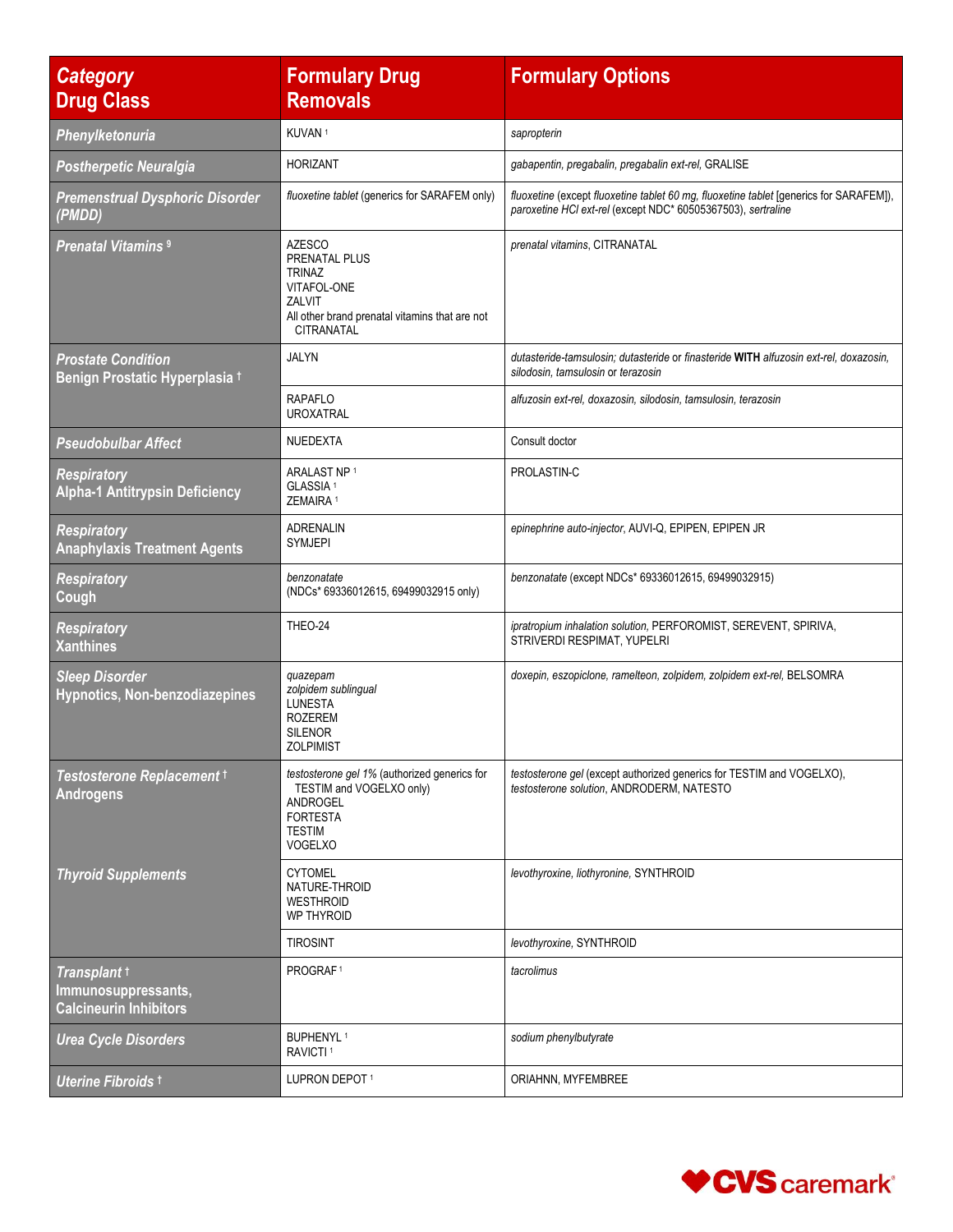| *Category* Drug Class | Formulary Drug Removals | Formulary Options |
|---|---|---|
| *Phenylketonuria* | KUVAN [1] | *sapropterin* |
| *Postherpetic Neuralgia* | HORIZANT | *gabapentin, pregabalin, pregabalin ext-rel,* GRALISE |
| *Premenstrual Dysphoric Disorder (PMDD)* | *fluoxetine tablet* (generics for SARAFEM only) | *fluoxetine* (except *fluoxetine tablet 60 mg, fluoxetine tablet* [generics for SARAFEM]), *paroxetine HCl ext-rel* (except NDC* 60505367503), *sertraline* |
| *Prenatal Vitamins* [9] | AZESCO<br>PRENATAL PLUS<br>TRINAZ<br>VITAFOL-ONE<br>ZALVIT<br>All other brand prenatal vitamins that are not CITRANATAL | *prenatal vitamins,* CITRANATAL |
| *Prostate Condition* Benign Prostatic Hyperplasia † | JALYN | *dutasteride-tamsulosin; dutasteride* or *finasteride* **WITH** *alfuzosin ext-rel, doxazosin, silodosin, tamsulosin* or *terazosin* |
| | RAPAFLO<br>UROXATRAL | *alfuzosin ext-rel, doxazosin, silodosin, tamsulosin, terazosin* |
| *Pseudobulbar Affect* | NUEDEXTA | Consult doctor |
| *Respiratory* Alpha-1 Antitrypsin Deficiency | ARALAST NP [1]<br>GLASSIA [1]<br>ZEMAIRA [1] | PROLASTIN-C |
| *Respiratory* Anaphylaxis Treatment Agents | ADRENALIN<br>SYMJEPI | *epinephrine auto-injector,* AUVI-Q, EPIPEN, EPIPEN JR |
| *Respiratory* Cough | *benzonatate* (NDCs* 69336012615, 69499032915 only) | *benzonatate* (except NDCs* 69336012615, 69499032915) |
| *Respiratory* Xanthines | THEO-24 | *ipratropium inhalation solution,* PERFOROMIST, SEREVENT, SPIRIVA, STRIVERDI RESPIMAT, YUPELRI |
| *Sleep Disorder* Hypnotics, Non-benzodiazepines | *quazepam*<br>*zolpidem sublingual*<br>LUNESTA<br>ROZEREM<br>SILENOR<br>ZOLPIMIST | *doxepin, eszopiclone, ramelteon, zolpidem, zolpidem ext-rel,* BELSOMRA |
| *Testosterone Replacement* † Androgens | *testosterone gel 1%* (authorized generics for TESTIM and VOGELXO only)<br>ANDROGEL<br>FORTESTA<br>TESTIM<br>VOGELXO | *testosterone gel* (except authorized generics for TESTIM and VOGELXO), *testosterone solution,* ANDRODERM, NATESTO |
| *Thyroid Supplements* | CYTOMEL<br>NATURE-THROID<br>WESTHROID<br>WP THYROID | *levothyroxine, liothyronine,* SYNTHROID |
| | TIROSINT | *levothyroxine,* SYNTHROID |
| *Transplant* † Immunosuppressants, Calcineurin Inhibitors | PROGRAF [1] | *tacrolimus* |
| *Urea Cycle Disorders* | BUPHENYL [1]<br>RAVICTI [1] | *sodium phenylbutyrate* |
| *Uterine Fibroids* † | LUPRON DEPOT [1] | ORIAHNN, MYFEMBREE |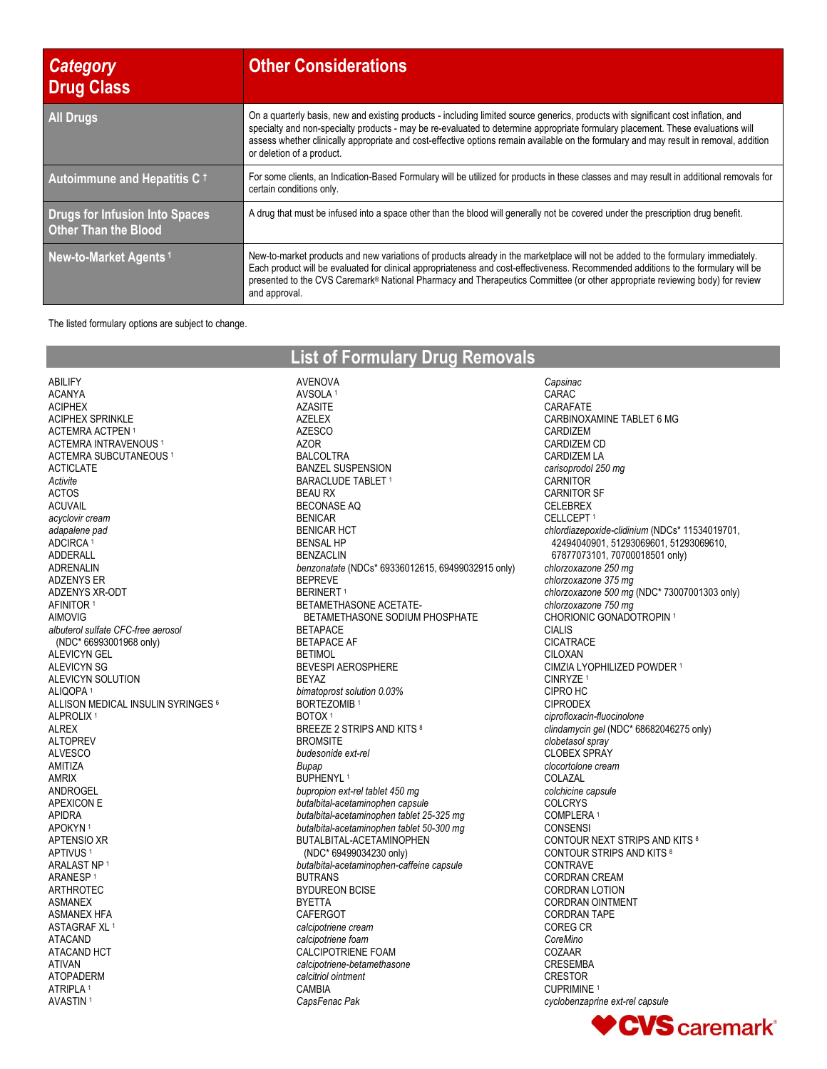| *Category* Drug Class | Other Considerations |
|---|---|
| **All Drugs** | On a quarterly basis, new and existing products - including limited source generics, products with significant cost inflation, and specialty and non-specialty products - may be re-evaluated to determine appropriate formulary placement. These evaluations will assess whether clinically appropriate and cost-effective options remain available on the formulary and may result in removal, addition or deletion of a product. |
| **Autoimmune and Hepatitis C †** | For some clients, an Indication-Based Formulary will be utilized for products in these classes and may result in additional removals for certain conditions only. |
| **Drugs for Infusion Into Spaces Other Than the Blood** | A drug that must be infused into a space other than the blood will generally not be covered under the prescription drug benefit. |
| **New-to-Market Agents [1]** | New-to-market products and new variations of products already in the marketplace will not be added to the formulary immediately. Each product will be evaluated for clinical appropriateness and cost-effectiveness. Recommended additions to the formulary will be presented to the CVS Caremark® National Pharmacy and Therapeutics Committee (or other appropriate reviewing body) for review and approval. |

The listed formulary options are subject to change.

## List of Formulary Drug Removals

ABILIFY
ACANYA
ACIPHEX
ACIPHEX SPRINKLE
ACTEMRA ACTPEN [1]
ACTEMRA INTRAVENOUS [1]
ACTEMRA SUBCUTANEOUS [1]
ACTICLATE
*Activite*
ACTOS
ACUVAIL
*acyclovir cream*
*adapalene pad*
ADCIRCA [1]
ADDERALL
ADRENALIN
ADZENYS ER
ADZENYS XR-ODT
AFINITOR [1]
AIMOVIG
*albuterol sulfate CFC-free aerosol* (NDC* 66993001968 only)
ALEVICYN GEL
ALEVICYN SG
ALEVICYN SOLUTION
ALIQOPA [1]
ALLISON MEDICAL INSULIN SYRINGES [6]
ALPROLIX [1]
ALREX
ALTOPREV
ALVESCO
AMITIZA
AMRIX
ANDROGEL
APEXICON E
APIDRA
APOKYN [1]
APTENSIO XR
APTIVUS [1]
ARALAST NP [1]
ARANESP [1]
ARTHROTEC
ASMANEX
ASMANEX HFA
ASTAGRAF XL [1]
ATACAND
ATACAND HCT
ATIVAN
ATOPADERM
ATRIPLA [1]
AVASTIN [1]
AVENOVA
AVSOLA [1]
AZASITE
AZELEX
AZESCO
AZOR
BALCOLTRA
BANZEL SUSPENSION
BARACLUDE TABLET [1]
BEAU RX
BECONASE AQ
BENICAR
BENICAR HCT
BENSAL HP
BENZACLIN
*benzonatate* (NDCs* 69336012615, 69499032915 only)
BEPREVE
BERINERT [1]
BETAMETHASONE ACETATE-BETAMETHASONE SODIUM PHOSPHATE
BETAPACE
BETAPACE AF
BETIMOL
BEVESPI AEROSPHERE
BEYAZ
*bimatoprost solution 0.03%*
BORTEZOMIB [1]
BOTOX [1]
BREEZE 2 STRIPS AND KITS [8]
BROMSITE
*budesonide ext-rel*
*Bupap*
BUPHENYL [1]
*bupropion ext-rel tablet 450 mg*
*butalbital-acetaminophen capsule*
*butalbital-acetaminophen tablet 25-325 mg*
*butalbital-acetaminophen tablet 50-300 mg*
BUTALBITAL-ACETAMINOPHEN (NDC* 69499034230 only)
*butalbital-acetaminophen-caffeine capsule*
BUTRANS
BYDUREON BCISE
BYETTA
CAFERGOT
*calcipotriene cream*
*calcipotriene foam*
CALCIPOTRIENE FOAM
*calcipotriene-betamethasone*
*calcitriol ointment*
CAMBIA
*CapsFenac Pak*
*Capsinac*
CARAC
CARAFATE
CARBINOXAMINE TABLET 6 MG
CARDIZEM
CARDIZEM CD
CARDIZEM LA
*carisoprodol 250 mg*
CARNITOR
CARNITOR SF
CELEBREX
CELLCEPT [1]
*chlordiazepoxide-clidinium* (NDCs* 11534019701, 42494040901, 51293069601, 51293069610, 67877073101, 70700018501 only)
*chlorzoxazone 250 mg*
*chlorzoxazone 375 mg*
*chlorzoxazone 500 mg* (NDC* 73007001303 only)
*chlorzoxazone 750 mg*
CHORIONIC GONADOTROPIN [1]
CIALIS
CICATRACE
CILOXAN
CIMZIA LYOPHILIZED POWDER [1]
CINRYZE [1]
CIPRO HC
CIPRODEX
*ciprofloxacin-fluocinolone*
*clindamycin gel* (NDC* 68682046275 only)
*clobetasol spray*
CLOBEX SPRAY
*clocortolone cream*
COLAZAL
*colchicine capsule*
COLCRYS
COMPLERA [1]
CONSENSI
CONTOUR NEXT STRIPS AND KITS [8]
CONTOUR STRIPS AND KITS [8]
CONTRAVE
CORDRAN CREAM
CORDRAN LOTION
CORDRAN OINTMENT
CORDRAN TAPE
COREG CR
*CoreMino*
COZAAR
CRESEMBA
CRESTOR
CUPRIMINE [1]
*cyclobenzaprine ext-rel capsule*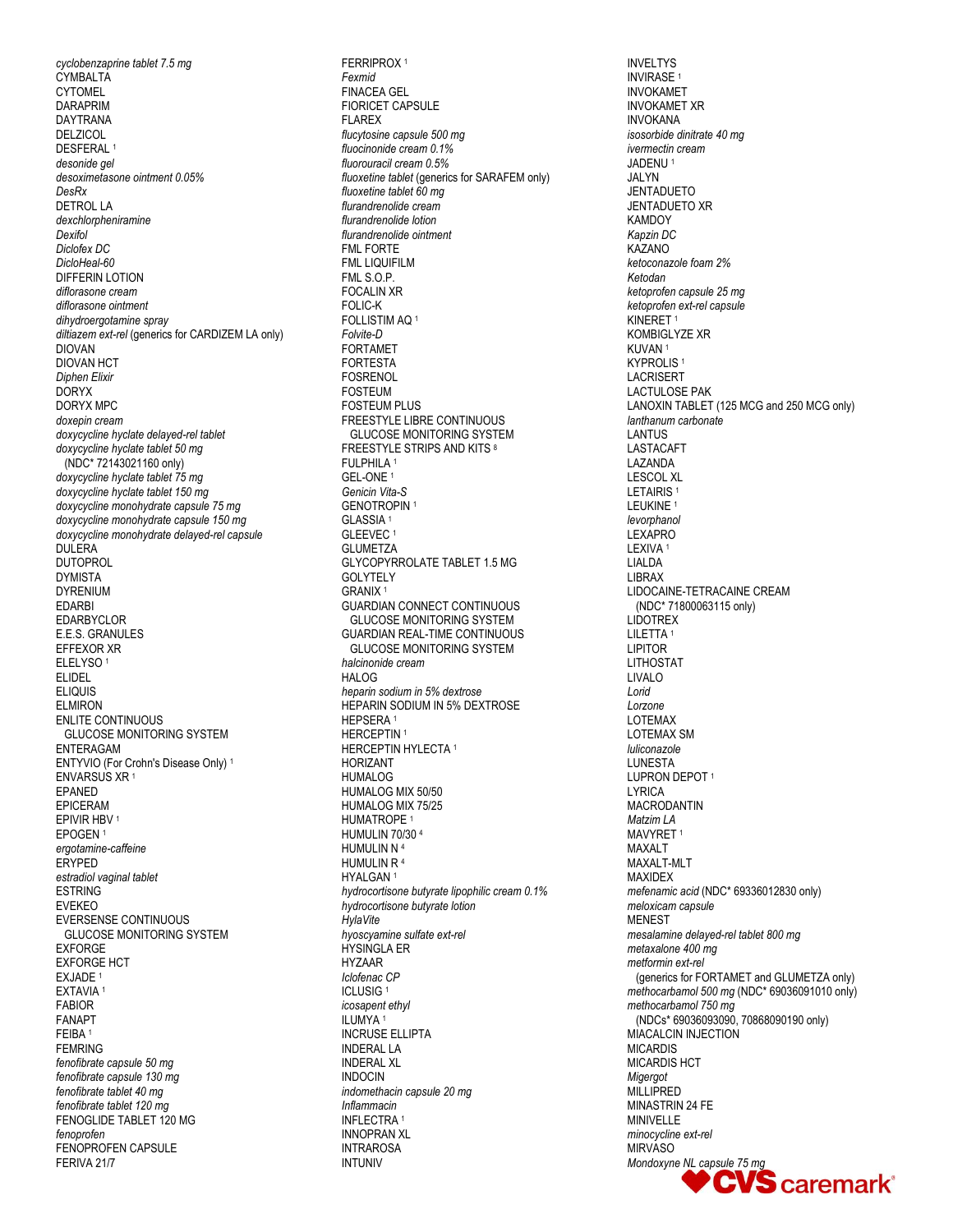*cyclobenzaprine tablet 7.5 mg*
CYMBALTA
CYTOMEL
DARAPRIM
DAYTRANA
DELZICOL
DESFERAL [1]
*desonide gel*
*desoximetasone ointment 0.05%*
*DesRx*
DETROL LA
*dexchlorpheniramine*
*Dexifol*
*Diclofex DC*
*DicloHeal-60*
DIFFERIN LOTION
*diflorasone cream*
*diflorasone ointment*
*dihydroergotamine spray*
*diltiazem ext-rel* (generics for CARDIZEM LA only)
DIOVAN
DIOVAN HCT
*Diphen Elixir*
DORYX
DORYX MPC
*doxepin cream*
*doxycycline hyclate delayed-rel tablet*
*doxycycline hyclate tablet 50 mg* (NDC* 72143021160 only)
*doxycycline hyclate tablet 75 mg*
*doxycycline hyclate tablet 150 mg*
*doxycycline monohydrate capsule 75 mg*
*doxycycline monohydrate capsule 150 mg*
*doxycycline monohydrate delayed-rel capsule*
DULERA
DUTOPROL
DYMISTA
DYRENIUM
EDARBI
EDARBYCLOR
E.E.S. GRANULES
EFFEXOR XR
ELELYSO [1]
ELIDEL
ELIQUIS
ELMIRON
ENLITE CONTINUOUS GLUCOSE MONITORING SYSTEM
ENTERAGAM
ENTYVIO (For Crohn's Disease Only) [1]
ENVARSUS XR [1]
EPANED
EPICERAM
EPIVIR HBV [1]
EPOGEN [1]
*ergotamine-caffeine*
ERYPED
*estradiol vaginal tablet*
ESTRING
EVEKEO
EVERSENSE CONTINUOUS GLUCOSE MONITORING SYSTEM
EXFORGE
EXFORGE HCT
EXJADE [1]
EXTAVIA [1]
FABIOR
FANAPT
FEIBA [1]
FEMRING
*fenofibrate capsule 50 mg*
*fenofibrate capsule 130 mg*
*fenofibrate tablet 40 mg*
*fenofibrate tablet 120 mg*
FENOGLIDE TABLET 120 MG
*fenoprofen*
FENOPROFEN CAPSULE
FERIVA 21/7
FERRIPROX [1]
*Fexmid*
FINACEA GEL
FIORICET CAPSULE
FLAREX
*flucytosine capsule 500 mg*
*fluocinonide cream 0.1%*
*fluorouracil cream 0.5%*
*fluoxetine tablet* (generics for SARAFEM only)
*fluoxetine tablet 60 mg*
*flurandrenolide cream*
*flurandrenolide lotion*
*flurandrenolide ointment*
FML FORTE
FML LIQUIFILM
FML S.O.P.
FOCALIN XR
FOLIC-K
FOLLISTIM AQ [1]
*Folvite-D*
FORTAMET
FORTESTA
FOSRENOL
FOSTEUM
FOSTEUM PLUS
FREESTYLE LIBRE CONTINUOUS GLUCOSE MONITORING SYSTEM
FREESTYLE STRIPS AND KITS [8]
FULPHILA [1]
GEL-ONE [1]
*Genicin Vita-S*
GENOTROPIN [1]
GLASSIA [1]
GLEEVEC [1]
GLUMETZA
GLYCOPYRROLATE TABLET 1.5 MG
GOLYTELY
GRANIX [1]
GUARDIAN CONNECT CONTINUOUS GLUCOSE MONITORING SYSTEM
GUARDIAN REAL-TIME CONTINUOUS GLUCOSE MONITORING SYSTEM
*halcinonide cream*
HALOG
*heparin sodium in 5% dextrose*
HEPARIN SODIUM IN 5% DEXTROSE
HEPSERA [1]
HERCEPTIN [1]
HERCEPTIN HYLECTA [1]
HORIZANT
HUMALOG
HUMALOG MIX 50/50
HUMALOG MIX 75/25
HUMATROPE [1]
HUMULIN 70/30 [4]
HUMULIN N [4]
HUMULIN R [4]
HYALGAN [1]
*hydrocortisone butyrate lipophilic cream 0.1%*
*hydrocortisone butyrate lotion*
*HylaVite*
*hyoscyamine sulfate ext-rel*
HYSINGLA ER
HYZAAR
*Iclofenac CP*
ICLUSIG [1]
*icosapent ethyl*
ILUMYA [1]
INCRUSE ELLIPTA
INDERAL LA
INDERAL XL
INDOCIN
*indomethacin capsule 20 mg*
*Inflammacin*
INFLECTRA [1]
INNOPRAN XL
INTRAROSA
INTUNIV
INVELTYS
INVIRASE [1]
INVOKAMET
INVOKAMET XR
INVOKANA
*isosorbide dinitrate 40 mg*
*ivermectin cream*
JADENU [1]
JALYN
JENTADUETO
JENTADUETO XR
KAMDOY
*Kapzin DC*
KAZANO
*ketoconazole foam 2%*
*Ketodan*
*ketoprofen capsule 25 mg*
*ketoprofen ext-rel capsule*
KINERET [1]
KOMBIGLYZE XR
KUVAN [1]
KYPROLIS [1]
LACRISERT
LACTULOSE PAK
LANOXIN TABLET (125 MCG and 250 MCG only)
*lanthanum carbonate*
LANTUS
LASTACAFT
LAZANDA
LESCOL XL
LETAIRIS [1]
LEUKINE [1]
*levorphanol*
LEXAPRO
LEXIVA [1]
LIALDA
LIBRAX
LIDOCAINE-TETRACAINE CREAM (NDC* 71800063115 only)
LIDOTREX
LILETTA [1]
LIPITOR
LITHOSTAT
LIVALO
*Lorid*
*Lorzone*
LOTEMAX
LOTEMAX SM
*luliconazole*
LUNESTA
LUPRON DEPOT [1]
LYRICA
MACRODANTIN
*Matzim LA*
MAVYRET [1]
MAXALT
MAXALT-MLT
MAXIDEX
*mefenamic acid* (NDC* 69336012830 only)
*meloxicam capsule*
MENEST
*mesalamine delayed-rel tablet 800 mg*
*metaxalone 400 mg*
*metformin ext-rel* (generics for FORTAMET and GLUMETZA only)
*methocarbamol 500 mg* (NDC* 69036091010 only)
*methocarbamol 750 mg* (NDCs* 69036093090, 70868090190 only)
MIACALCIN INJECTION
MICARDIS
MICARDIS HCT
*Migergot*
MILLIPRED
MINASTRIN 24 FE
MINIVELLE
*minocycline ext-rel*
MIRVASO
*Mondoxyne NL capsule 75 mg*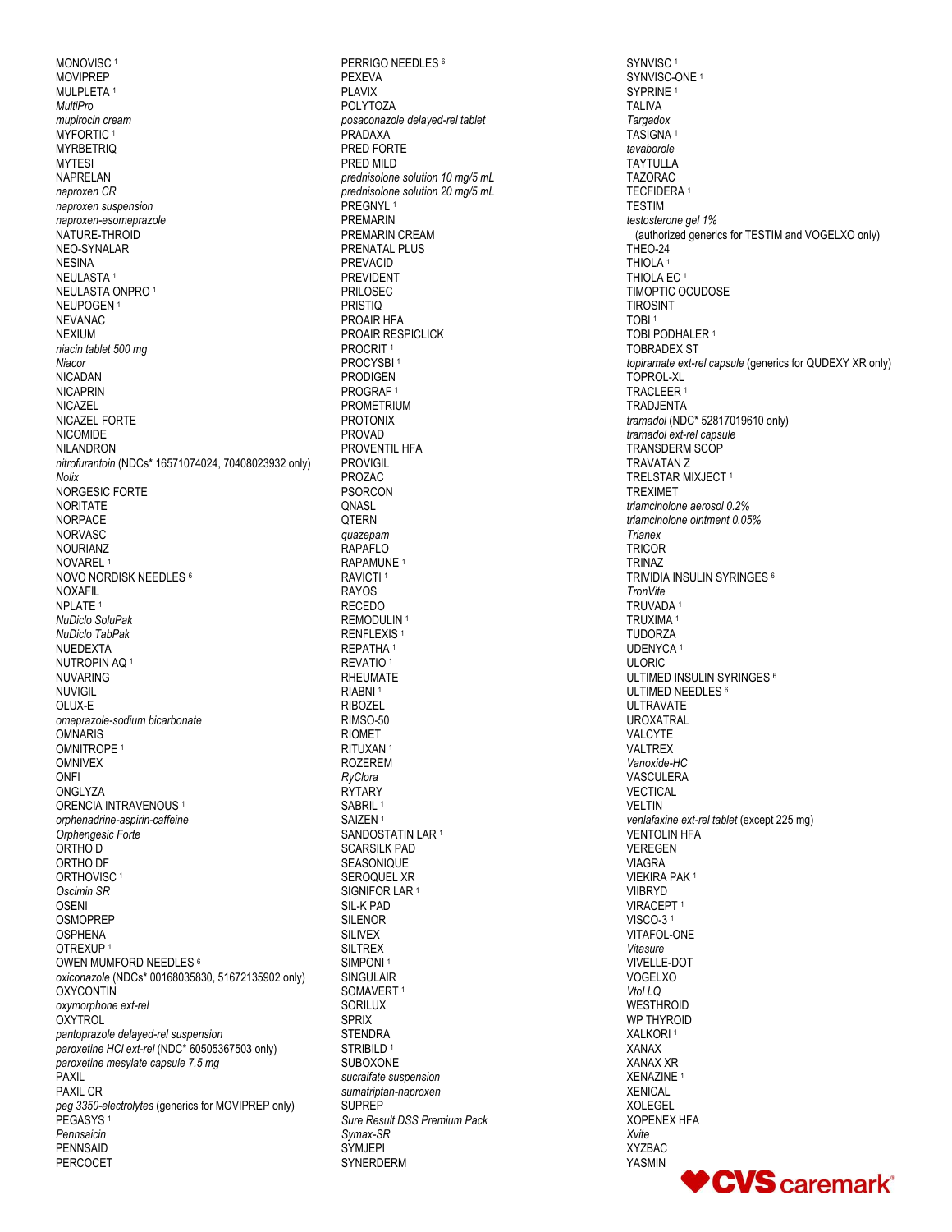MONOVISC [1]
MOVIPREP
MULPLETA [1]
*MultiPro*
*mupirocin cream*
MYFORTIC [1]
MYRBETRIQ
MYTESI
NAPRELAN
*naproxen CR*
*naproxen suspension*
*naproxen-esomeprazole*
NATURE-THROID
NEO-SYNALAR
NESINA
NEULASTA [1]
NEULASTA ONPRO [1]
NEUPOGEN [1]
NEVANAC
NEXIUM
*niacin tablet 500 mg*
*Niacor*
NICADAN
NICAPRIN
NICAZEL
NICAZEL FORTE
NICOMIDE
NILANDRON
*nitrofurantoin* (NDCs* 16571074024, 70408023932 only)
*Nolix*
NORGESIC FORTE
NORITATE
NORPACE
NORVASC
NOURIANZ
NOVAREL [1]
NOVO NORDISK NEEDLES [6]
NOXAFIL
NPLATE [1]
*NuDiclo SoluPak*
*NuDiclo TabPak*
NUEDEXTA
NUTROPIN AQ [1]
NUVARING
NUVIGIL
OLUX-E
*omeprazole-sodium bicarbonate*
OMNARIS
OMNITROPE [1]
OMNIVEX
ONFI
ONGLYZA
ORENCIA INTRAVENOUS [1]
*orphenadrine-aspirin-caffeine*
*Orphengesic Forte*
ORTHO D
ORTHO DF
ORTHOVISC [1]
*Oscimin SR*
OSENI
OSMOPREP
OSPHENA
OTREXUP [1]
OWEN MUMFORD NEEDLES [6]
*oxiconazole* (NDCs* 00168035830, 51672135902 only)
OXYCONTIN
*oxymorphone ext-rel*
OXYTROL
*pantoprazole delayed-rel suspension*
*paroxetine HCl ext-rel* (NDC* 60505367503 only)
*paroxetine mesylate capsule 7.5 mg*
PAXIL
PAXIL CR
*peg 3350-electrolytes* (generics for MOVIPREP only)
PEGASYS [1]
*Pennsaicin*
PENNSAID
PERCOCET
PERRIGO NEEDLES [6]
PEXEVA
PLAVIX
POLYTOZA
*posaconazole delayed-rel tablet*
PRADAXA
PRED FORTE
PRED MILD
*prednisolone solution 10 mg/5 mL*
*prednisolone solution 20 mg/5 mL*
PREGNYL [1]
PREMARIN
PREMARIN CREAM
PRENATAL PLUS
PREVACID
PREVIDENT
PRILOSEC
PRISTIQ
PROAIR HFA
PROAIR RESPICLICK
PROCRIT [1]
PROCYSBI [1]
PRODIGEN
PROGRAF [1]
PROMETRIUM
PROTONIX
PROVAD
PROVENTIL HFA
PROVIGIL
PROZAC
PSORCON
QNASL
QTERN
*quazepam*
RAPAFLO
RAPAMUNE [1]
RAVICTI [1]
RAYOS
RECEDO
REMODULIN [1]
RENFLEXIS [1]
REPATHA [1]
REVATIO [1]
RHEUMATE
RIABNI [1]
RIBOZEL
RIMSO-50
RIOMET
RITUXAN [1]
ROZEREM
*RyClora*
RYTARY
SABRIL [1]
SAIZEN [1]
SANDOSTATIN LAR [1]
SCARSILK PAD
SEASONIQUE
SEROQUEL XR
SIGNIFOR LAR [1]
SIL-K PAD
SILENOR
SILIVEX
SILTREX
SIMPONI [1]
SINGULAIR
SOMAVERT [1]
SORILUX
SPRIX
STENDRA
STRIBILD [1]
SUBOXONE
*sucralfate suspension*
*sumatriptan-naproxen*
SUPREP
*Sure Result DSS Premium Pack*
*Symax-SR*
SYMJEPI
SYNERDERM
SYNVISC [1]
SYNVISC-ONE [1]
SYPRINE [1]
TALIVA
*Targadox*
TASIGNA [1]
*tavaborole*
TAYTULLA
TAZORAC
TECFIDERA [1]
TESTIM
*testosterone gel 1%*
(authorized generics for TESTIM and VOGELXO only)
THEO-24
THIOLA [1]
THIOLA EC [1]
TIMOPTIC OCUDOSE
TIROSINT
TOBI [1]
TOBI PODHALER [1]
TOBRADEX ST
*topiramate ext-rel capsule* (generics for QUDEXY XR only)
TOPROL-XL
TRACLEER [1]
TRADJENTA
*tramadol* (NDC* 52817019610 only)
*tramadol ext-rel capsule*
TRANSDERM SCOP
TRAVATAN Z
TRELSTAR MIXJECT [1]
TREXIMET
*triamcinolone aerosol 0.2%*
*triamcinolone ointment 0.05%*
*Trianex*
TRICOR
TRINAZ
TRIVIDIA INSULIN SYRINGES [6]
*TronVite*
TRUVADA [1]
TRUXIMA [1]
TUDORZA
UDENYCA [1]
ULORIC
ULTIMED INSULIN SYRINGES [6]
ULTIMED NEEDLES [6]
ULTRAVATE
UROXATRAL
VALCYTE
VALTREX
*Vanoxide-HC*
VASCULERA
VECTICAL
VELTIN
*venlafaxine ext-rel tablet* (except 225 mg)
VENTOLIN HFA
VEREGEN
VIAGRA
VIEKIRA PAK [1]
VIIBRYD
VIRACEPT [1]
VISCO-3 [1]
VITAFOL-ONE
*Vitasure*
VIVELLE-DOT
VOGELXO
*Vtol LQ*
WESTHROID
WP THYROID
XALKORI [1]
XANAX
XANAX XR
XENAZINE [1]
XENICAL
XOLEGEL
XOPENEX HFA
*Xvite*
XYZBAC
YASMIN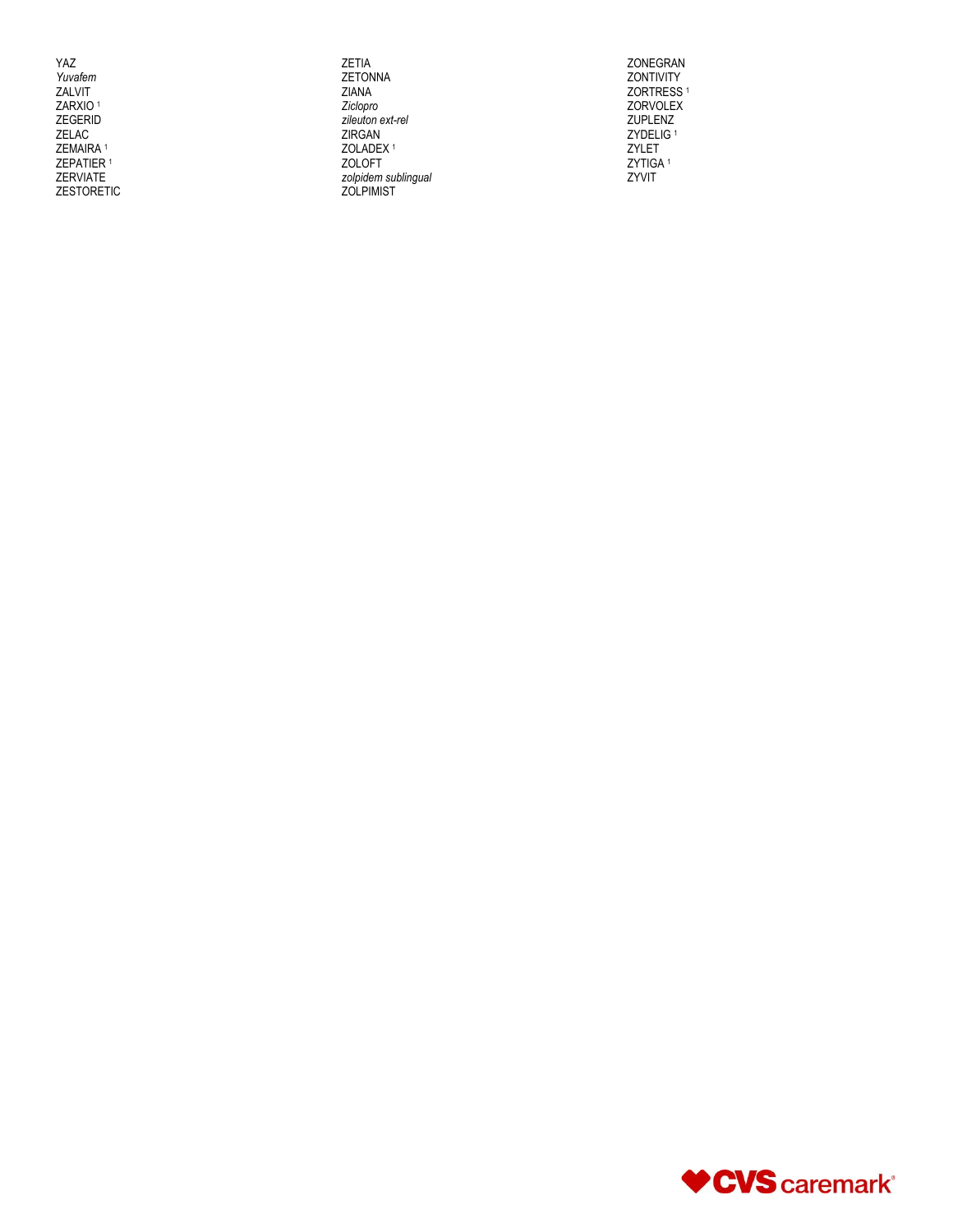YAZ
*Yuvafem*
ZALVIT
ZARXIO [1]
ZEGERID
ZELAC
ZEMAIRA [1]
ZEPATIER [1]
ZERVIATE
ZESTORETIC
ZETIA
ZETONNA
ZIANA
*Ziclopro*
*zileuton ext-rel*
ZIRGAN
ZOLADEX [1]
ZOLOFT
*zolpidem sublingual*
ZOLPIMIST
ZONEGRAN
ZONTIVITY
ZORTRESS [1]
ZORVOLEX
ZUPLENZ
ZYDELIG [1]
ZYLET
ZYTIGA [1]
ZYVIT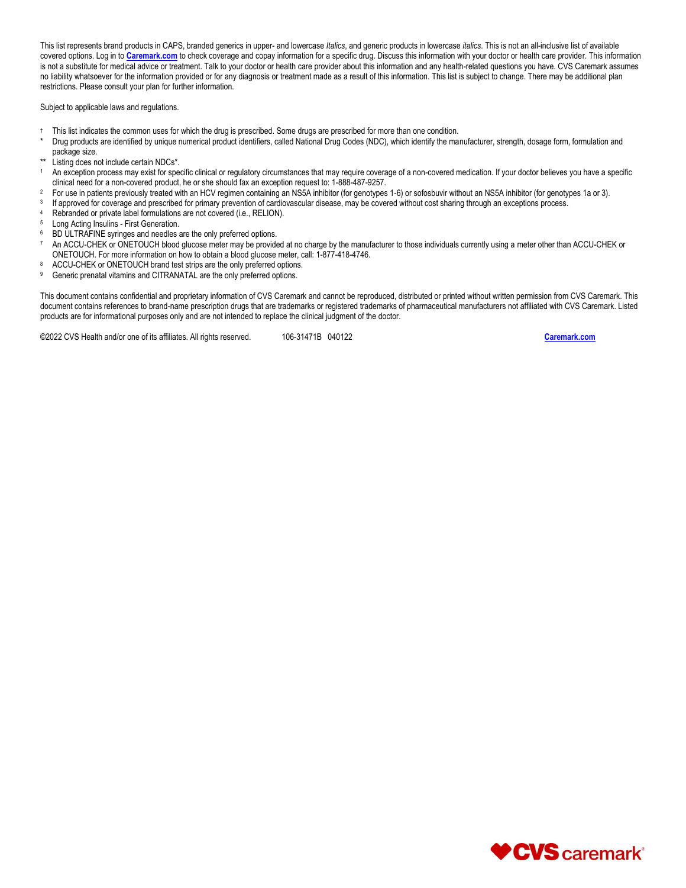This list represents brand products in CAPS, branded generics in upper- and lowercase *Italics*, and generic products in lowercase *italics*. This is not an all-inclusive list of available covered options. Log in to **Caremark.com** to check coverage and copay information for a specific drug. Discuss this information with your doctor or health care provider. This information is not a substitute for medical advice or treatment. Talk to your doctor or health care provider about this information and any health-related questions you have. CVS Caremark assumes no liability whatsoever for the information provided or for any diagnosis or treatment made as a result of this information. This list is subject to change. There may be additional plan restrictions. Please consult your plan for further information.

Subject to applicable laws and regulations.

† This list indicates the common uses for which the drug is prescribed. Some drugs are prescribed for more than one condition.

* Drug products are identified by unique numerical product identifiers, called National Drug Codes (NDC), which identify the manufacturer, strength, dosage form, formulation and package size.

** Listing does not include certain NDCs*.

[1] An exception process may exist for specific clinical or regulatory circumstances that may require coverage of a non-covered medication. If your doctor believes you have a specific clinical need for a non-covered product, he or she should fax an exception request to: 1-888-487-9257.

[2] For use in patients previously treated with an HCV regimen containing an NS5A inhibitor (for genotypes 1-6) or sofosbuvir without an NS5A inhibitor (for genotypes 1a or 3).

[3] If approved for coverage and prescribed for primary prevention of cardiovascular disease, may be covered without cost sharing through an exceptions process.

[4] Rebranded or private label formulations are not covered (i.e., RELION).

[5] Long Acting Insulins - First Generation.

[6] BD ULTRAFINE syringes and needles are the only preferred options.

[7] An ACCU-CHEK or ONETOUCH blood glucose meter may be provided at no charge by the manufacturer to those individuals currently using a meter other than ACCU-CHEK or ONETOUCH. For more information on how to obtain a blood glucose meter, call: 1-877-418-4746.

[8] ACCU-CHEK or ONETOUCH brand test strips are the only preferred options.

[9] Generic prenatal vitamins and CITRANATAL are the only preferred options.

This document contains confidential and proprietary information of CVS Caremark and cannot be reproduced, distributed or printed without written permission from CVS Caremark. This document contains references to brand-name prescription drugs that are trademarks or registered trademarks of pharmaceutical manufacturers not affiliated with CVS Caremark. Listed products are for informational purposes only and are not intended to replace the clinical judgment of the doctor.

©2022 CVS Health and/or one of its affiliates. All rights reserved. 106-31471B 040122 **Caremark.com**

CVS caremark®